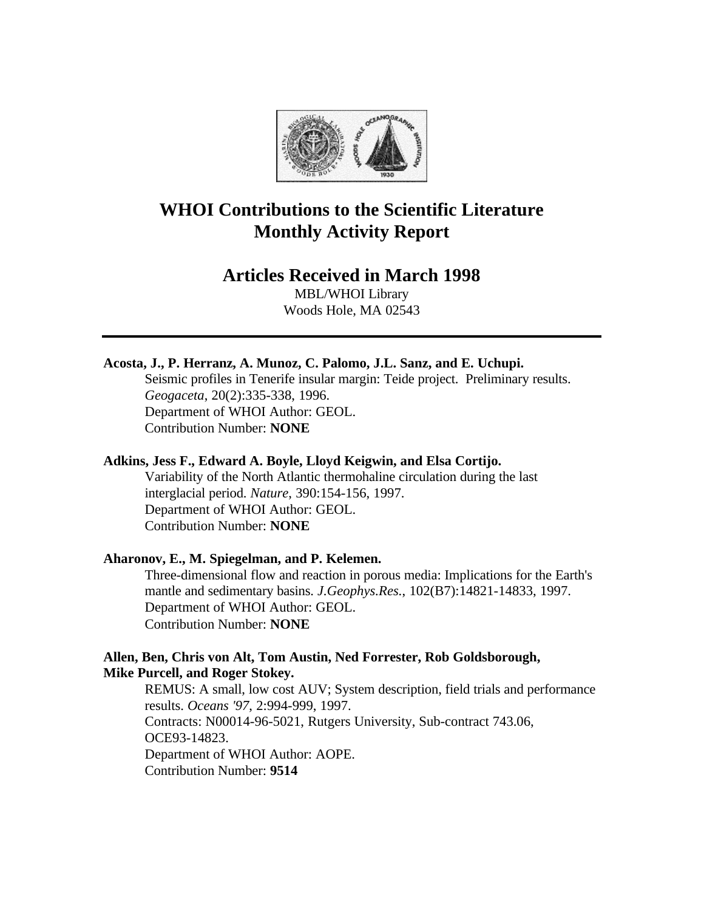# WHOI Contributions to the Scientific Literature
# Monthly Activity Report

## Articles Received in March 1998

MBL/WHOI Library
Woods Hole, MA 02543

---

**Acosta, J., P. Herranz, A. Munoz, C. Palomo, J.L. Sanz, and E. Uchupi.**

Seismic profiles in Tenerife insular margin: Teide project. Preliminary results. *Geogaceta*, 20(2):335-338, 1996.
Department of WHOI Author: GEOL.
Contribution Number: **NONE**

**Adkins, Jess F., Edward A. Boyle, Lloyd Keigwin, and Elsa Cortijo.**

Variability of the North Atlantic thermohaline circulation during the last interglacial period. *Nature*, 390:154-156, 1997.
Department of WHOI Author: GEOL.
Contribution Number: **NONE**

**Aharonov, E., M. Spiegelman, and P. Kelemen.**

Three-dimensional flow and reaction in porous media: Implications for the Earth's mantle and sedimentary basins. *J.Geophys.Res.*, 102(B7):14821-14833, 1997.
Department of WHOI Author: GEOL.
Contribution Number: **NONE**

**Allen, Ben, Chris von Alt, Tom Austin, Ned Forrester, Rob Goldsborough, Mike Purcell, and Roger Stokey.**

REMUS: A small, low cost AUV; System description, field trials and performance results. *Oceans '97*, 2:994-999, 1997.
Contracts: N00014-96-5021, Rutgers University, Sub-contract 743.06, OCE93-14823.
Department of WHOI Author: AOPE.
Contribution Number: **9514**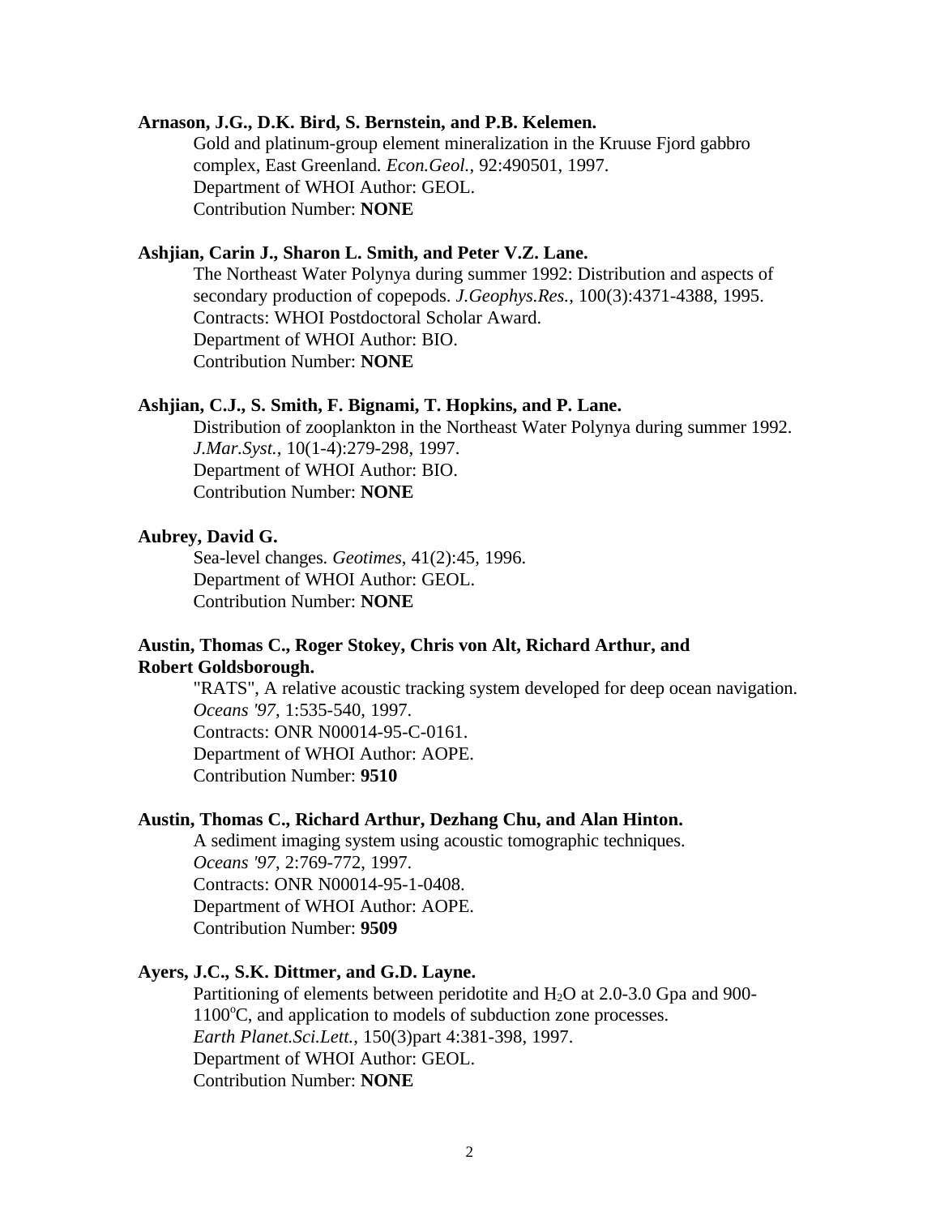**Arnason, J.G., D.K. Bird, S. Bernstein, and P.B. Kelemen.**

Gold and platinum-group element mineralization in the Kruuse Fjord gabbro complex, East Greenland. *Econ.Geol.*, 92:490501, 1997.
Department of WHOI Author: GEOL.
Contribution Number: **NONE**

**Ashjian, Carin J., Sharon L. Smith, and Peter V.Z. Lane.**

The Northeast Water Polynya during summer 1992: Distribution and aspects of secondary production of copepods. *J.Geophys.Res.*, 100(3):4371-4388, 1995.
Contracts: WHOI Postdoctoral Scholar Award.
Department of WHOI Author: BIO.
Contribution Number: **NONE**

**Ashjian, C.J., S. Smith, F. Bignami, T. Hopkins, and P. Lane.**

Distribution of zooplankton in the Northeast Water Polynya during summer 1992. *J.Mar.Syst.*, 10(1-4):279-298, 1997.
Department of WHOI Author: BIO.
Contribution Number: **NONE**

**Aubrey, David G.**

Sea-level changes. *Geotimes*, 41(2):45, 1996.
Department of WHOI Author: GEOL.
Contribution Number: **NONE**

**Austin, Thomas C., Roger Stokey, Chris von Alt, Richard Arthur, and Robert Goldsborough.**

"RATS", A relative acoustic tracking system developed for deep ocean navigation. *Oceans '97*, 1:535-540, 1997.
Contracts: ONR N00014-95-C-0161.
Department of WHOI Author: AOPE.
Contribution Number: **9510**

**Austin, Thomas C., Richard Arthur, Dezhang Chu, and Alan Hinton.**

A sediment imaging system using acoustic tomographic techniques. *Oceans '97*, 2:769-772, 1997.
Contracts: ONR N00014-95-1-0408.
Department of WHOI Author: AOPE.
Contribution Number: **9509**

**Ayers, J.C., S.K. Dittmer, and G.D. Layne.**

Partitioning of elements between peridotite and $H_2O$ at 2.0-3.0 Gpa and 900-1100$^oC$, and application to models of subduction zone processes. *Earth Planet.Sci.Lett.*, 150(3)part 4:381-398, 1997.
Department of WHOI Author: GEOL.
Contribution Number: **NONE**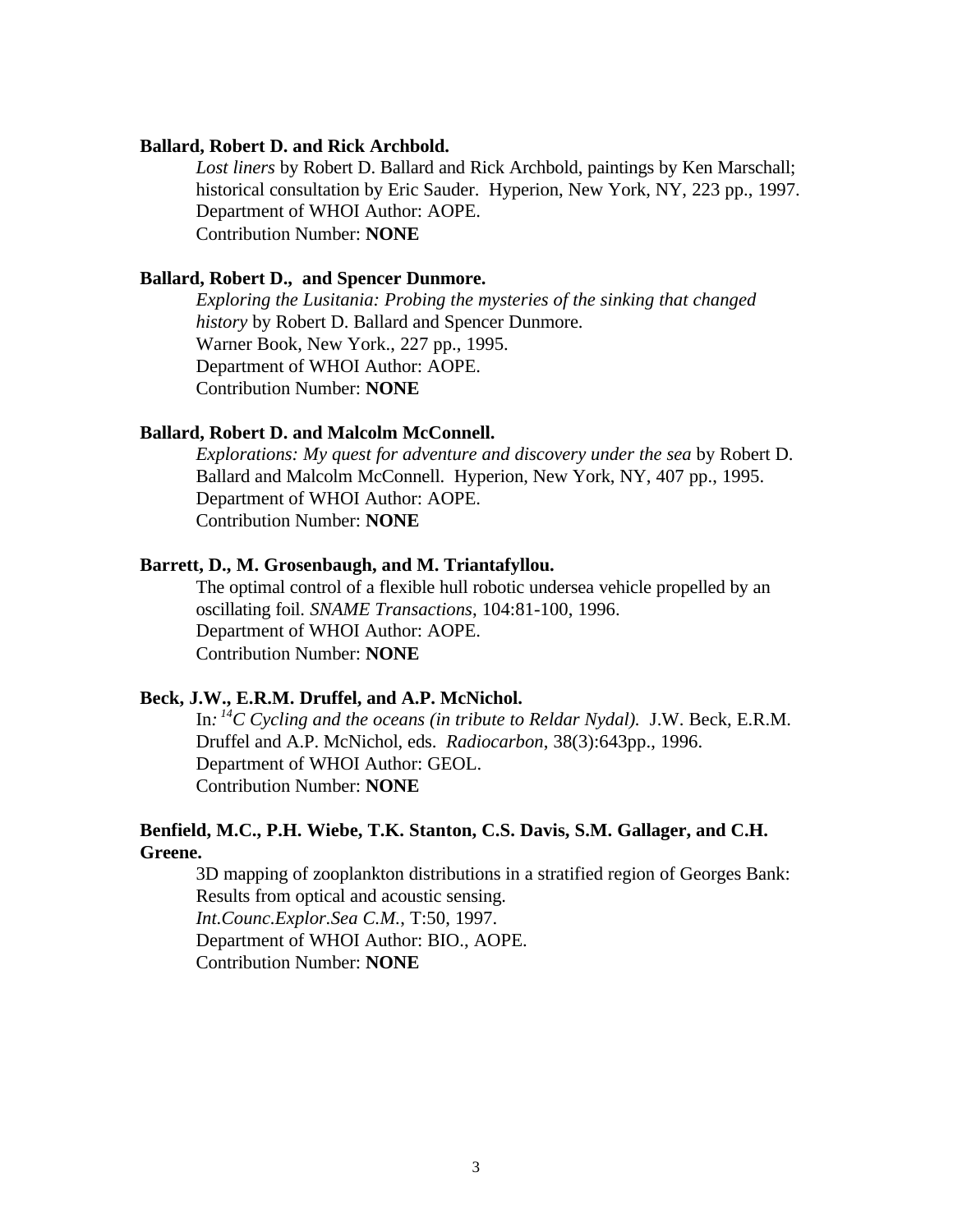**Ballard, Robert D. and Rick Archbold.**

*Lost liners* by Robert D. Ballard and Rick Archbold, paintings by Ken Marschall; historical consultation by Eric Sauder. Hyperion, New York, NY, 223 pp., 1997.
Department of WHOI Author: AOPE.
Contribution Number: **NONE**

**Ballard, Robert D., and Spencer Dunmore.**

*Exploring the Lusitania: Probing the mysteries of the sinking that changed history* by Robert D. Ballard and Spencer Dunmore.
Warner Book, New York., 227 pp., 1995.
Department of WHOI Author: AOPE.
Contribution Number: **NONE**

**Ballard, Robert D. and Malcolm McConnell.**

*Explorations: My quest for adventure and discovery under the sea* by Robert D. Ballard and Malcolm McConnell. Hyperion, New York, NY, 407 pp., 1995.
Department of WHOI Author: AOPE.
Contribution Number: **NONE**

**Barrett, D., M. Grosenbaugh, and M. Triantafyllou.**

The optimal control of a flexible hull robotic undersea vehicle propelled by an oscillating foil. *SNAME Transactions*, 104:81-100, 1996.
Department of WHOI Author: AOPE.
Contribution Number: **NONE**

**Beck, J.W., E.R.M. Druffel, and A.P. McNichol.**

In*: $^{14}$C Cycling and the oceans (in tribute to Reldar Nydal).* J.W. Beck, E.R.M. Druffel and A.P. McNichol, eds. *Radiocarbon*, 38(3):643pp., 1996.
Department of WHOI Author: GEOL.
Contribution Number: **NONE**

**Benfield, M.C., P.H. Wiebe, T.K. Stanton, C.S. Davis, S.M. Gallager, and C.H. Greene.**

3D mapping of zooplankton distributions in a stratified region of Georges Bank: Results from optical and acoustic sensing.
*Int.Counc.Explor.Sea C.M.*, T:50, 1997.
Department of WHOI Author: BIO., AOPE.
Contribution Number: **NONE**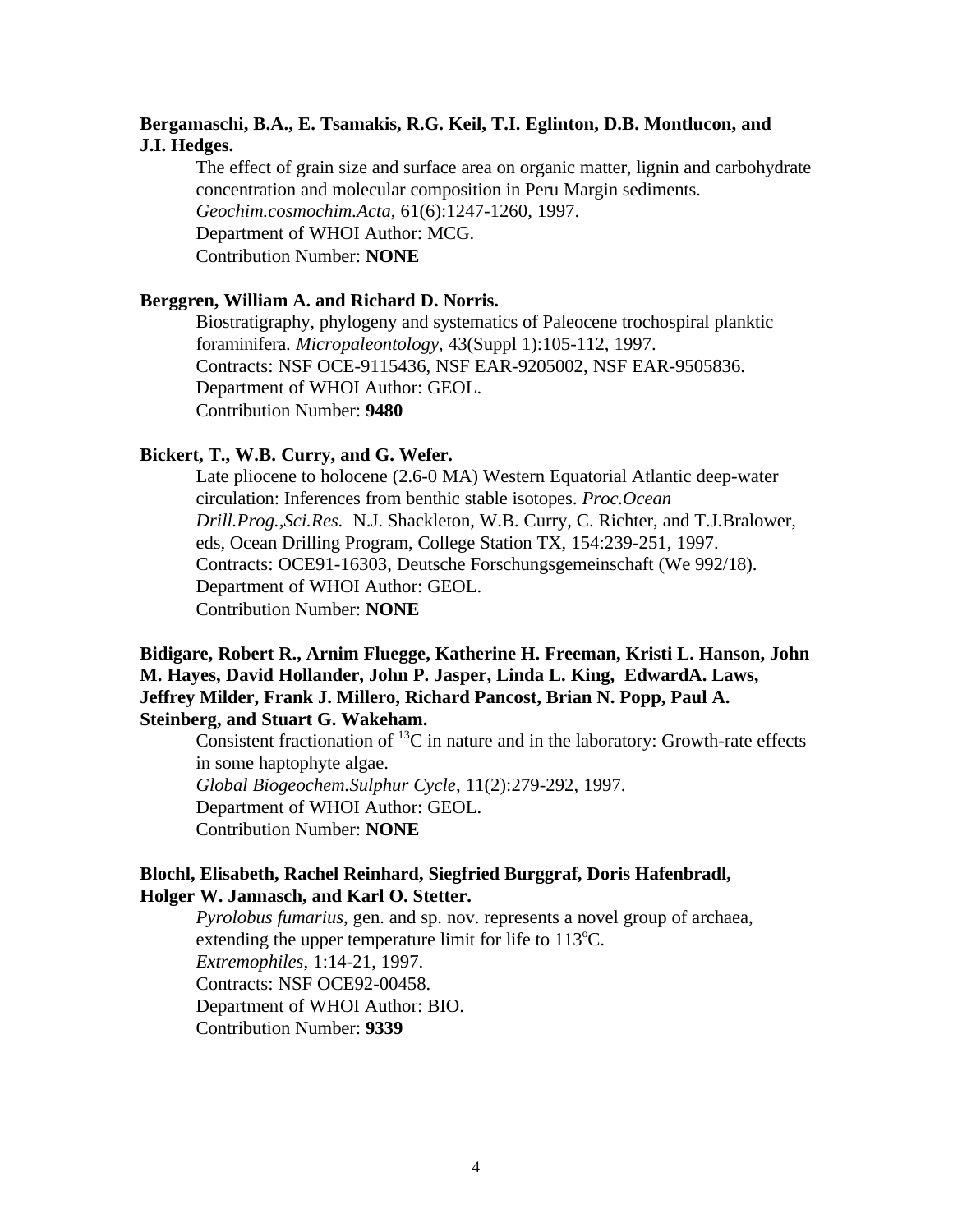**Bergamaschi, B.A., E. Tsamakis, R.G. Keil, T.I. Eglinton, D.B. Montlucon, and J.I. Hedges.**

The effect of grain size and surface area on organic matter, lignin and carbohydrate concentration and molecular composition in Peru Margin sediments.
*Geochim.cosmochim.Acta*, 61(6):1247-1260, 1997.
Department of WHOI Author: MCG.
Contribution Number: **NONE**

**Berggren, William A. and Richard D. Norris.**

Biostratigraphy, phylogeny and systematics of Paleocene trochospiral planktic foraminifera. *Micropaleontology*, 43(Suppl 1):105-112, 1997.
Contracts: NSF OCE-9115436, NSF EAR-9205002, NSF EAR-9505836.
Department of WHOI Author: GEOL.
Contribution Number: **9480**

**Bickert, T., W.B. Curry, and G. Wefer.**

Late pliocene to holocene (2.6-0 MA) Western Equatorial Atlantic deep-water circulation: Inferences from benthic stable isotopes. *Proc.Ocean Drill.Prog.,Sci.Res.* N.J. Shackleton, W.B. Curry, C. Richter, and T.J.Bralower, eds, Ocean Drilling Program, College Station TX, 154:239-251, 1997.
Contracts: OCE91-16303, Deutsche Forschungsgemeinschaft (We 992/18).
Department of WHOI Author: GEOL.
Contribution Number: **NONE**

**Bidigare, Robert R., Arnim Fluegge, Katherine H. Freeman, Kristi L. Hanson, John M. Hayes, David Hollander, John P. Jasper, Linda L. King, EdwardA. Laws, Jeffrey Milder, Frank J. Millero, Richard Pancost, Brian N. Popp, Paul A. Steinberg, and Stuart G. Wakeham.**

Consistent fractionation of $^{13}C$ in nature and in the laboratory: Growth-rate effects in some haptophyte algae.
*Global Biogeochem.Sulphur Cycle*, 11(2):279-292, 1997.
Department of WHOI Author: GEOL.
Contribution Number: **NONE**

**Blochl, Elisabeth, Rachel Reinhard, Siegfried Burggraf, Doris Hafenbradl, Holger W. Jannasch, and Karl O. Stetter.**

*Pyrolobus fumarius*, gen. and sp. nov. represents a novel group of archaea, extending the upper temperature limit for life to 113$^{o}$C.
*Extremophiles*, 1:14-21, 1997.
Contracts: NSF OCE92-00458.
Department of WHOI Author: BIO.
Contribution Number: **9339**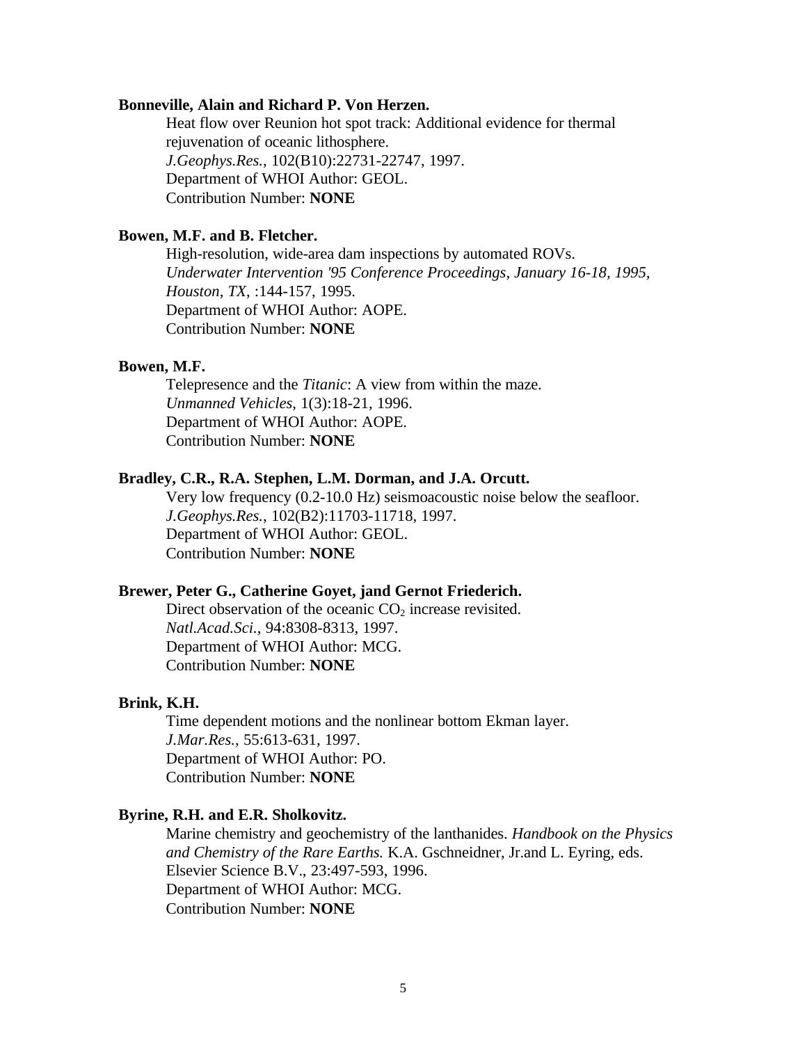**Bonneville, Alain and Richard P. Von Herzen.**

Heat flow over Reunion hot spot track: Additional evidence for thermal rejuvenation of oceanic lithosphere.
*J.Geophys.Res.*, 102(B10):22731-22747, 1997.
Department of WHOI Author: GEOL.
Contribution Number: **NONE**

**Bowen, M.F. and B. Fletcher.**

High-resolution, wide-area dam inspections by automated ROVs.
*Underwater Intervention '95 Conference Proceedings, January 16-18, 1995, Houston, TX*, :144-157, 1995.
Department of WHOI Author: AOPE.
Contribution Number: **NONE**

**Bowen, M.F.**

Telepresence and the *Titanic*: A view from within the maze.
*Unmanned Vehicles*, 1(3):18-21, 1996.
Department of WHOI Author: AOPE.
Contribution Number: **NONE**

**Bradley, C.R., R.A. Stephen, L.M. Dorman, and J.A. Orcutt.**

Very low frequency (0.2-10.0 Hz) seismoacoustic noise below the seafloor.
*J.Geophys.Res.*, 102(B2):11703-11718, 1997.
Department of WHOI Author: GEOL.
Contribution Number: **NONE**

**Brewer, Peter G., Catherine Goyet, jand Gernot Friederich.**

Direct observation of the oceanic $CO_2$ increase revisited.
*Natl.Acad.Sci.*, 94:8308-8313, 1997.
Department of WHOI Author: MCG.
Contribution Number: **NONE**

**Brink, K.H.**

Time dependent motions and the nonlinear bottom Ekman layer.
*J.Mar.Res.*, 55:613-631, 1997.
Department of WHOI Author: PO.
Contribution Number: **NONE**

**Byrine, R.H. and E.R. Sholkovitz.**

Marine chemistry and geochemistry of the lanthanides. *Handbook on the Physics and Chemistry of the Rare Earths.* K.A. Gschneidner, Jr.and L. Eyring, eds. Elsevier Science B.V., 23:497-593, 1996.
Department of WHOI Author: MCG.
Contribution Number: **NONE**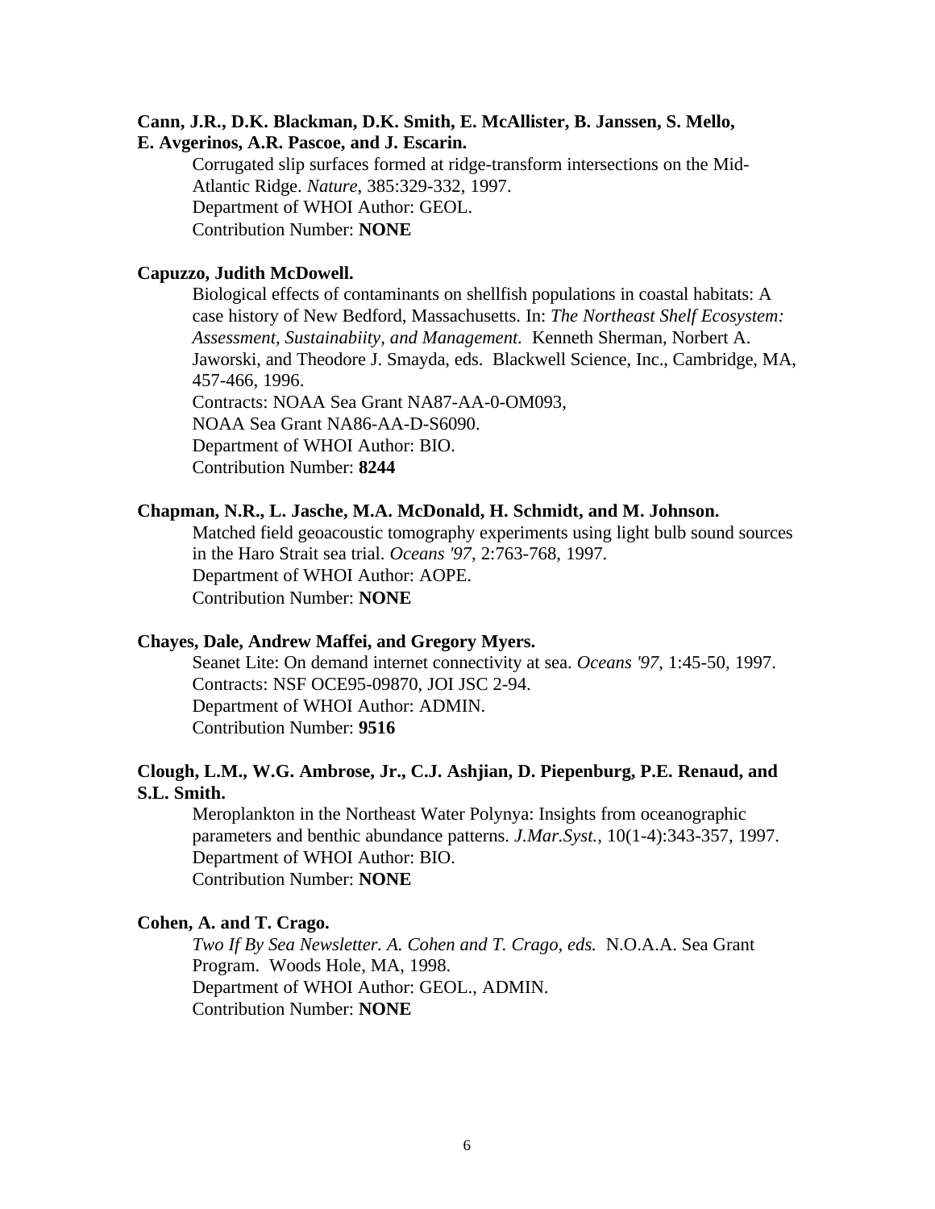**Cann, J.R., D.K. Blackman, D.K. Smith, E. McAllister, B. Janssen, S. Mello, E. Avgerinos, A.R. Pascoe, and J. Escarin.**

Corrugated slip surfaces formed at ridge-transform intersections on the Mid-Atlantic Ridge. *Nature*, 385:329-332, 1997.
Department of WHOI Author: GEOL.
Contribution Number: **NONE**

**Capuzzo, Judith McDowell.**

Biological effects of contaminants on shellfish populations in coastal habitats: A case history of New Bedford, Massachusetts. In: *The Northeast Shelf Ecosystem: Assessment, Sustainabiity, and Management.* Kenneth Sherman, Norbert A. Jaworski, and Theodore J. Smayda, eds. Blackwell Science, Inc., Cambridge, MA, 457-466, 1996.
Contracts: NOAA Sea Grant NA87-AA-0-OM093,
NOAA Sea Grant NA86-AA-D-S6090.
Department of WHOI Author: BIO.
Contribution Number: **8244**

**Chapman, N.R., L. Jasche, M.A. McDonald, H. Schmidt, and M. Johnson.**

Matched field geoacoustic tomography experiments using light bulb sound sources in the Haro Strait sea trial. *Oceans '97*, 2:763-768, 1997.
Department of WHOI Author: AOPE.
Contribution Number: **NONE**

**Chayes, Dale, Andrew Maffei, and Gregory Myers.**

Seanet Lite: On demand internet connectivity at sea. *Oceans '97*, 1:45-50, 1997.
Contracts: NSF OCE95-09870, JOI JSC 2-94.
Department of WHOI Author: ADMIN.
Contribution Number: **9516**

**Clough, L.M., W.G. Ambrose, Jr., C.J. Ashjian, D. Piepenburg, P.E. Renaud, and S.L. Smith.**

Meroplankton in the Northeast Water Polynya: Insights from oceanographic parameters and benthic abundance patterns. *J.Mar.Syst.*, 10(1-4):343-357, 1997.
Department of WHOI Author: BIO.
Contribution Number: **NONE**

**Cohen, A. and T. Crago.**

*Two If By Sea Newsletter. A. Cohen and T. Crago, eds.* N.O.A.A. Sea Grant Program. Woods Hole, MA, 1998.
Department of WHOI Author: GEOL., ADMIN.
Contribution Number: **NONE**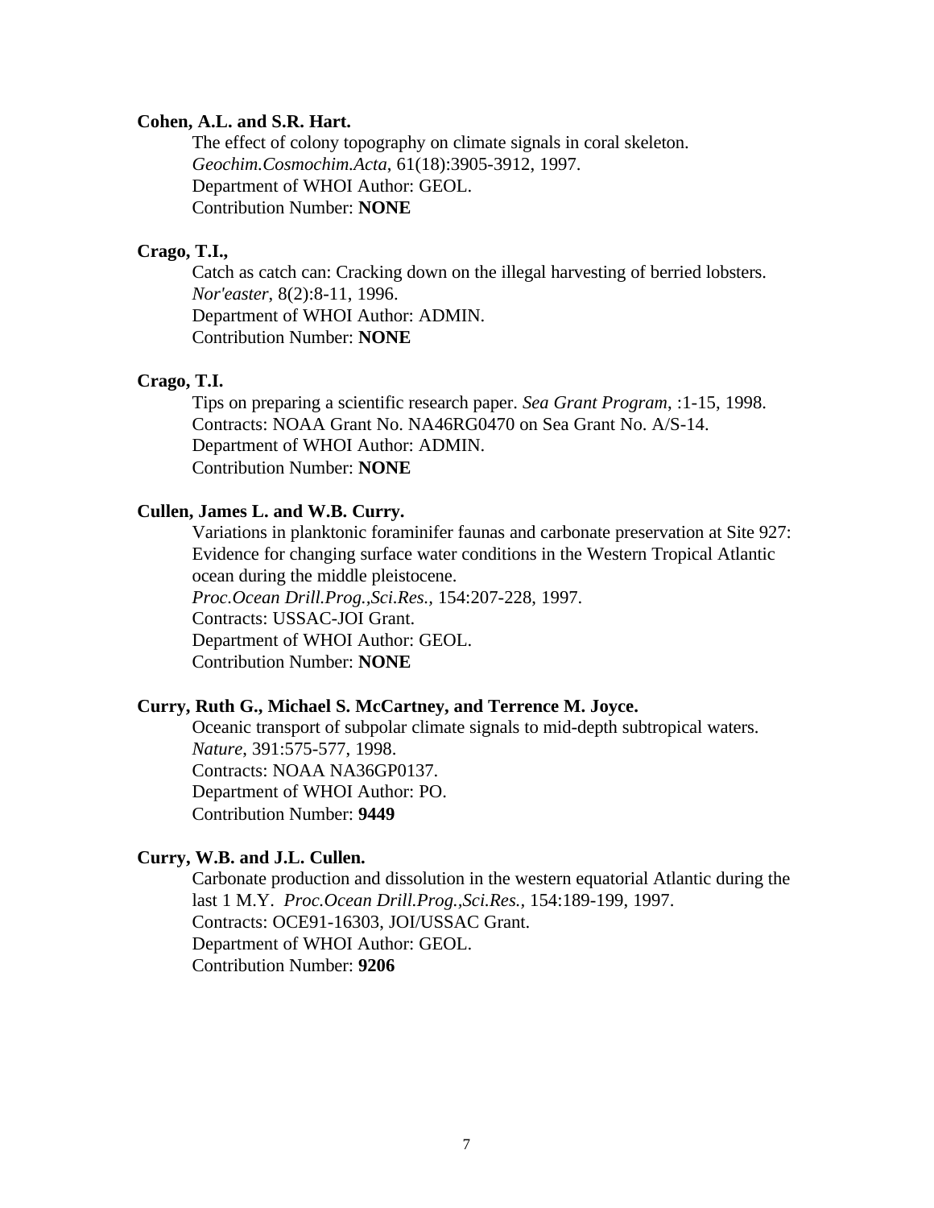**Cohen, A.L. and S.R. Hart.**

The effect of colony topography on climate signals in coral skeleton.
*Geochim.Cosmochim.Acta*, 61(18):3905-3912, 1997.
Department of WHOI Author: GEOL.
Contribution Number: **NONE**

**Crago, T.I.,**

Catch as catch can: Cracking down on the illegal harvesting of berried lobsters.
*Nor'easter*, 8(2):8-11, 1996.
Department of WHOI Author: ADMIN.
Contribution Number: **NONE**

**Crago, T.I.**

Tips on preparing a scientific research paper. *Sea Grant Program*, :1-15, 1998.
Contracts: NOAA Grant No. NA46RG0470 on Sea Grant No. A/S-14.
Department of WHOI Author: ADMIN.
Contribution Number: **NONE**

**Cullen, James L. and W.B. Curry.**

Variations in planktonic foraminifer faunas and carbonate preservation at Site 927: Evidence for changing surface water conditions in the Western Tropical Atlantic ocean during the middle pleistocene.
*Proc.Ocean Drill.Prog.,Sci.Res.,* 154:207-228, 1997.
Contracts: USSAC-JOI Grant.
Department of WHOI Author: GEOL.
Contribution Number: **NONE**

**Curry, Ruth G., Michael S. McCartney, and Terrence M. Joyce.**

Oceanic transport of subpolar climate signals to mid-depth subtropical waters.
*Nature*, 391:575-577, 1998.
Contracts: NOAA NA36GP0137.
Department of WHOI Author: PO.
Contribution Number: **9449**

**Curry, W.B. and J.L. Cullen.**

Carbonate production and dissolution in the western equatorial Atlantic during the last 1 M.Y. *Proc.Ocean Drill.Prog.,Sci.Res.,* 154:189-199, 1997.
Contracts: OCE91-16303, JOI/USSAC Grant.
Department of WHOI Author: GEOL.
Contribution Number: **9206**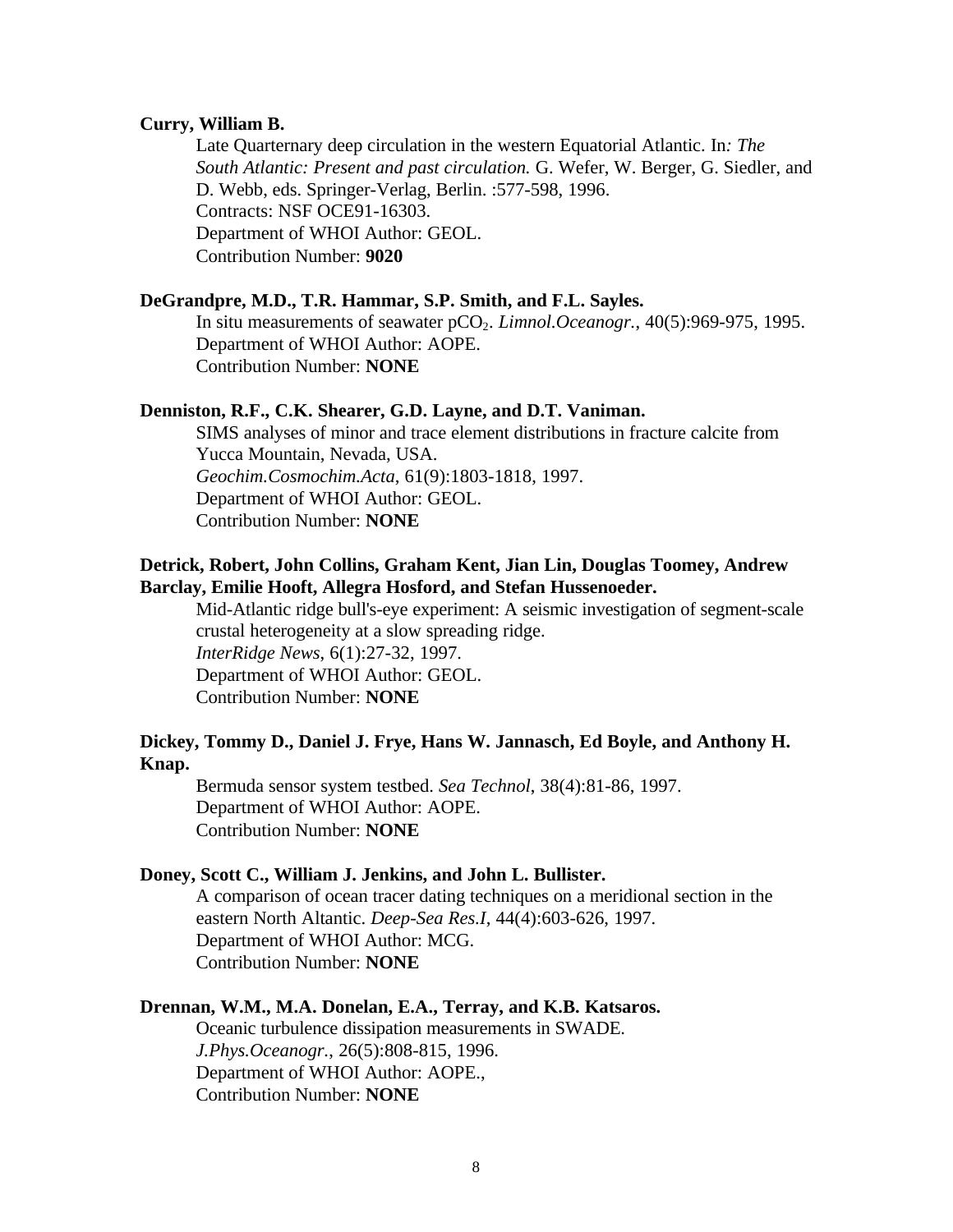**Curry, William B.**

Late Quarternary deep circulation in the western Equatorial Atlantic. In*: The South Atlantic: Present and past circulation.* G. Wefer, W. Berger, G. Siedler, and D. Webb, eds. Springer-Verlag, Berlin. :577-598, 1996.
Contracts: NSF OCE91-16303.
Department of WHOI Author: GEOL.
Contribution Number: **9020**

**DeGrandpre, M.D., T.R. Hammar, S.P. Smith, and F.L. Sayles.**

In situ measurements of seawater $pCO_2$. *Limnol.Oceanogr.*, 40(5):969-975, 1995.
Department of WHOI Author: AOPE.
Contribution Number: **NONE**

**Denniston, R.F., C.K. Shearer, G.D. Layne, and D.T. Vaniman.**

SIMS analyses of minor and trace element distributions in fracture calcite from Yucca Mountain, Nevada, USA.
*Geochim.Cosmochim.Acta*, 61(9):1803-1818, 1997.
Department of WHOI Author: GEOL.
Contribution Number: **NONE**

**Detrick, Robert, John Collins, Graham Kent, Jian Lin, Douglas Toomey, Andrew Barclay, Emilie Hooft, Allegra Hosford, and Stefan Hussenoeder.**

Mid-Atlantic ridge bull's-eye experiment: A seismic investigation of segment-scale crustal heterogeneity at a slow spreading ridge.
*InterRidge News*, 6(1):27-32, 1997.
Department of WHOI Author: GEOL.
Contribution Number: **NONE**

**Dickey, Tommy D., Daniel J. Frye, Hans W. Jannasch, Ed Boyle, and Anthony H. Knap.**

Bermuda sensor system testbed. *Sea Technol*, 38(4):81-86, 1997.
Department of WHOI Author: AOPE.
Contribution Number: **NONE**

**Doney, Scott C., William J. Jenkins, and John L. Bullister.**

A comparison of ocean tracer dating techniques on a meridional section in the eastern North Altantic. *Deep-Sea Res.I*, 44(4):603-626, 1997.
Department of WHOI Author: MCG.
Contribution Number: **NONE**

**Drennan, W.M., M.A. Donelan, E.A., Terray, and K.B. Katsaros.**

Oceanic turbulence dissipation measurements in SWADE.
*J.Phys.Oceanogr.*, 26(5):808-815, 1996.
Department of WHOI Author: AOPE.,
Contribution Number: **NONE**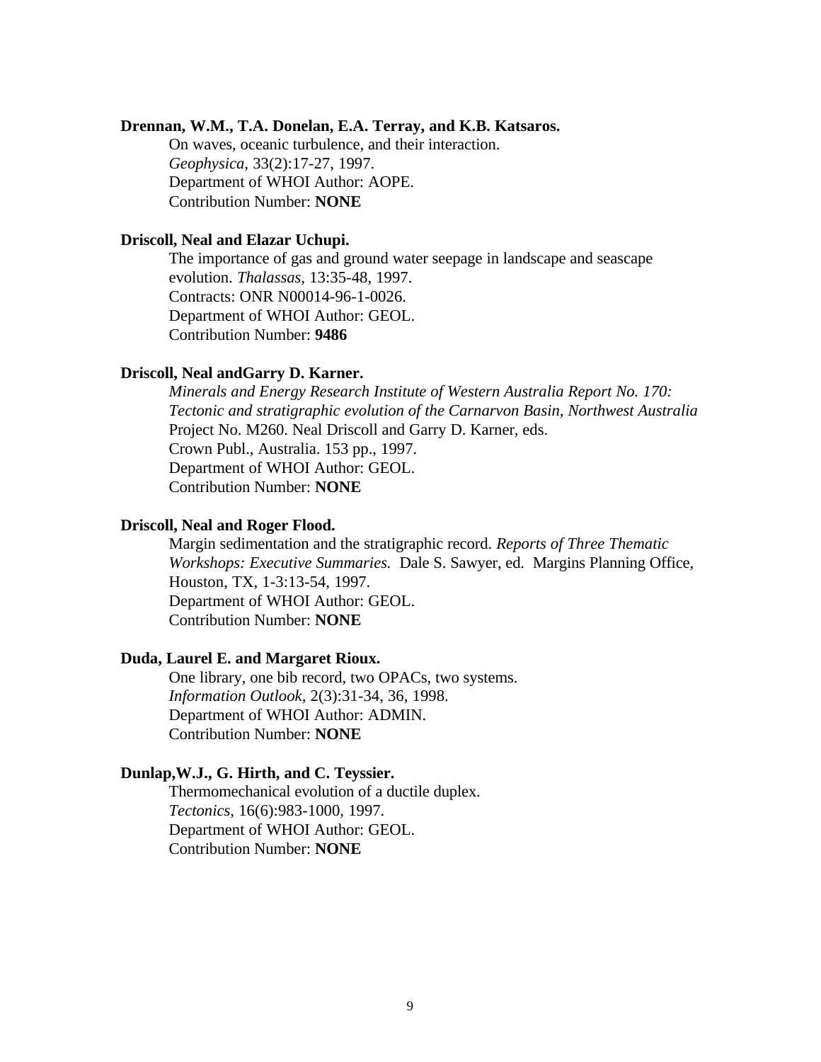**Drennan, W.M., T.A. Donelan, E.A. Terray, and K.B. Katsaros.**

On waves, oceanic turbulence, and their interaction.
*Geophysica*, 33(2):17-27, 1997.
Department of WHOI Author: AOPE.
Contribution Number: **NONE**

**Driscoll, Neal and Elazar Uchupi.**

The importance of gas and ground water seepage in landscape and seascape evolution. *Thalassas*, 13:35-48, 1997.
Contracts: ONR N00014-96-1-0026.
Department of WHOI Author: GEOL.
Contribution Number: **9486**

**Driscoll, Neal andGarry D. Karner.**

*Minerals and Energy Research Institute of Western Australia Report No. 170: Tectonic and stratigraphic evolution of the Carnarvon Basin, Northwest Australia* Project No. M260. Neal Driscoll and Garry D. Karner, eds.
Crown Publ., Australia. 153 pp., 1997.
Department of WHOI Author: GEOL.
Contribution Number: **NONE**

**Driscoll, Neal and Roger Flood.**

Margin sedimentation and the stratigraphic record. *Reports of Three Thematic Workshops: Executive Summaries.* Dale S. Sawyer, ed. Margins Planning Office, Houston, TX, 1-3:13-54, 1997.
Department of WHOI Author: GEOL.
Contribution Number: **NONE**

**Duda, Laurel E. and Margaret Rioux.**

One library, one bib record, two OPACs, two systems.
*Information Outlook*, 2(3):31-34, 36, 1998.
Department of WHOI Author: ADMIN.
Contribution Number: **NONE**

**Dunlap,W.J., G. Hirth, and C. Teyssier.**

Thermomechanical evolution of a ductile duplex.
*Tectonics*, 16(6):983-1000, 1997.
Department of WHOI Author: GEOL.
Contribution Number: **NONE**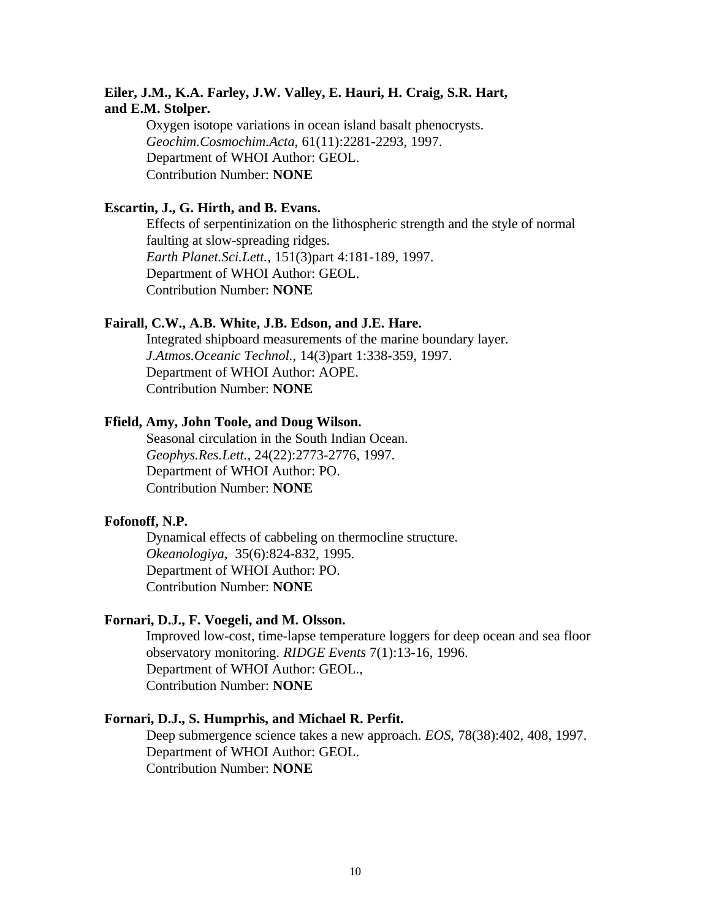**Eiler, J.M., K.A. Farley, J.W. Valley, E. Hauri, H. Craig, S.R. Hart, and E.M. Stolper.**

Oxygen isotope variations in ocean island basalt phenocrysts.
*Geochim.Cosmochim.Acta*, 61(11):2281-2293, 1997.
Department of WHOI Author: GEOL.
Contribution Number: **NONE**

**Escartin, J., G. Hirth, and B. Evans.**

Effects of serpentinization on the lithospheric strength and the style of normal faulting at slow-spreading ridges.
*Earth Planet.Sci.Lett.*, 151(3)part 4:181-189, 1997.
Department of WHOI Author: GEOL.
Contribution Number: **NONE**

**Fairall, C.W., A.B. White, J.B. Edson, and J.E. Hare.**

Integrated shipboard measurements of the marine boundary layer.
*J.Atmos.Oceanic Technol.*, 14(3)part 1:338-359, 1997.
Department of WHOI Author: AOPE.
Contribution Number: **NONE**

**Ffield, Amy, John Toole, and Doug Wilson.**

Seasonal circulation in the South Indian Ocean.
*Geophys.Res.Lett.*, 24(22):2773-2776, 1997.
Department of WHOI Author: PO.
Contribution Number: **NONE**

**Fofonoff, N.P.**

Dynamical effects of cabbeling on thermocline structure.
*Okeanologiya*, 35(6):824-832, 1995.
Department of WHOI Author: PO.
Contribution Number: **NONE**

**Fornari, D.J., F. Voegeli, and M. Olsson.**

Improved low-cost, time-lapse temperature loggers for deep ocean and sea floor observatory monitoring. *RIDGE Events* 7(1):13-16, 1996.
Department of WHOI Author: GEOL.,
Contribution Number: **NONE**

**Fornari, D.J., S. Humprhis, and Michael R. Perfit.**

Deep submergence science takes a new approach. *EOS*, 78(38):402, 408, 1997.
Department of WHOI Author: GEOL.
Contribution Number: **NONE**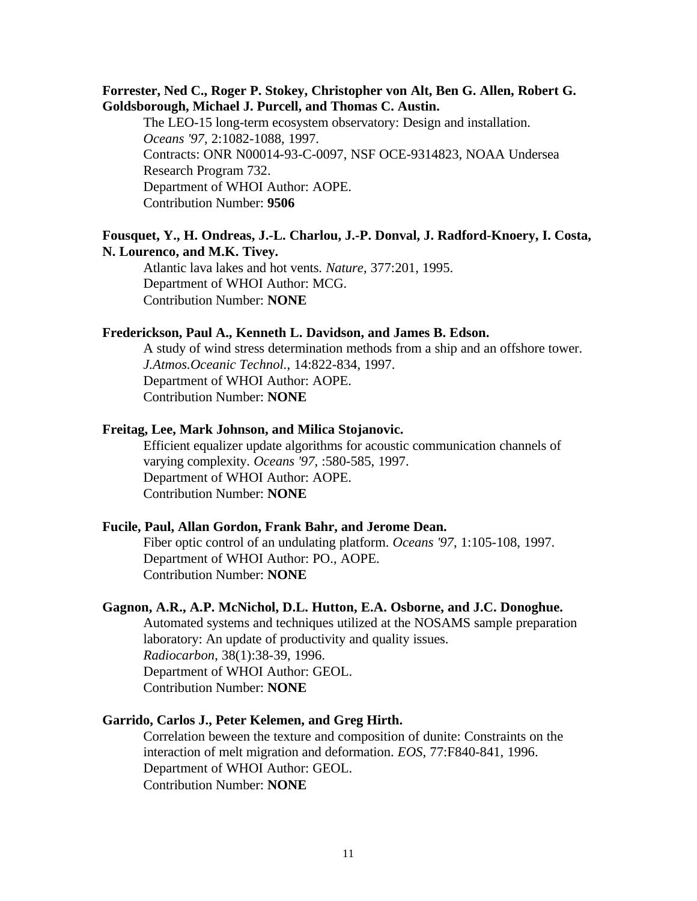**Forrester, Ned C., Roger P. Stokey, Christopher von Alt, Ben G. Allen, Robert G. Goldsborough, Michael J. Purcell, and Thomas C. Austin.**

The LEO-15 long-term ecosystem observatory: Design and installation. *Oceans '97*, 2:1082-1088, 1997.
Contracts: ONR N00014-93-C-0097, NSF OCE-9314823, NOAA Undersea Research Program 732.
Department of WHOI Author: AOPE.
Contribution Number: **9506**

**Fousquet, Y., H. Ondreas, J.-L. Charlou, J.-P. Donval, J. Radford-Knoery, I. Costa, N. Lourenco, and M.K. Tivey.**

Atlantic lava lakes and hot vents. *Nature*, 377:201, 1995.
Department of WHOI Author: MCG.
Contribution Number: **NONE**

**Frederickson, Paul A., Kenneth L. Davidson, and James B. Edson.**

A study of wind stress determination methods from a ship and an offshore tower. *J.Atmos.Oceanic Technol.*, 14:822-834, 1997.
Department of WHOI Author: AOPE.
Contribution Number: **NONE**

**Freitag, Lee, Mark Johnson, and Milica Stojanovic.**

Efficient equalizer update algorithms for acoustic communication channels of varying complexity. *Oceans '97*, :580-585, 1997.
Department of WHOI Author: AOPE.
Contribution Number: **NONE**

**Fucile, Paul, Allan Gordon, Frank Bahr, and Jerome Dean.**

Fiber optic control of an undulating platform. *Oceans '97*, 1:105-108, 1997.
Department of WHOI Author: PO., AOPE.
Contribution Number: **NONE**

**Gagnon, A.R., A.P. McNichol, D.L. Hutton, E.A. Osborne, and J.C. Donoghue.**

Automated systems and techniques utilized at the NOSAMS sample preparation laboratory: An update of productivity and quality issues. *Radiocarbon*, 38(1):38-39, 1996.
Department of WHOI Author: GEOL.
Contribution Number: **NONE**

**Garrido, Carlos J., Peter Kelemen, and Greg Hirth.**

Correlation beween the texture and composition of dunite: Constraints on the interaction of melt migration and deformation. *EOS*, 77:F840-841, 1996.
Department of WHOI Author: GEOL.
Contribution Number: **NONE**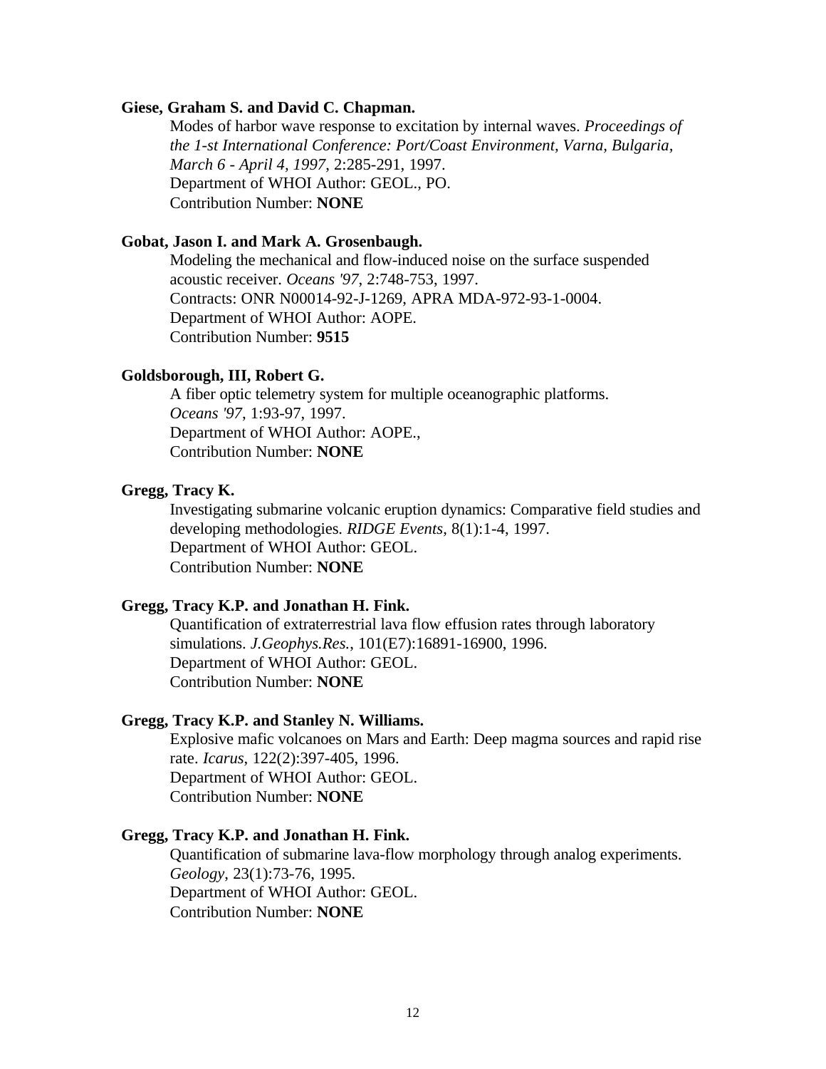**Giese, Graham S. and David C. Chapman.**

Modes of harbor wave response to excitation by internal waves. *Proceedings of the 1-st International Conference: Port/Coast Environment, Varna, Bulgaria, March 6 - April 4, 1997*, 2:285-291, 1997.
Department of WHOI Author: GEOL., PO.
Contribution Number: **NONE**

**Gobat, Jason I. and Mark A. Grosenbaugh.**

Modeling the mechanical and flow-induced noise on the surface suspended acoustic receiver. *Oceans '97*, 2:748-753, 1997.
Contracts: ONR N00014-92-J-1269, APRA MDA-972-93-1-0004.
Department of WHOI Author: AOPE.
Contribution Number: **9515**

**Goldsborough, III, Robert G.**

A fiber optic telemetry system for multiple oceanographic platforms. *Oceans '97*, 1:93-97, 1997.
Department of WHOI Author: AOPE.,
Contribution Number: **NONE**

**Gregg, Tracy K.**

Investigating submarine volcanic eruption dynamics: Comparative field studies and developing methodologies. *RIDGE Events*, 8(1):1-4, 1997.
Department of WHOI Author: GEOL.
Contribution Number: **NONE**

**Gregg, Tracy K.P. and Jonathan H. Fink.**

Quantification of extraterrestrial lava flow effusion rates through laboratory simulations. *J.Geophys.Res.*, 101(E7):16891-16900, 1996.
Department of WHOI Author: GEOL.
Contribution Number: **NONE**

**Gregg, Tracy K.P. and Stanley N. Williams.**

Explosive mafic volcanoes on Mars and Earth: Deep magma sources and rapid rise rate. *Icarus*, 122(2):397-405, 1996.
Department of WHOI Author: GEOL.
Contribution Number: **NONE**

**Gregg, Tracy K.P. and Jonathan H. Fink.**

Quantification of submarine lava-flow morphology through analog experiments. *Geology*, 23(1):73-76, 1995.
Department of WHOI Author: GEOL.
Contribution Number: **NONE**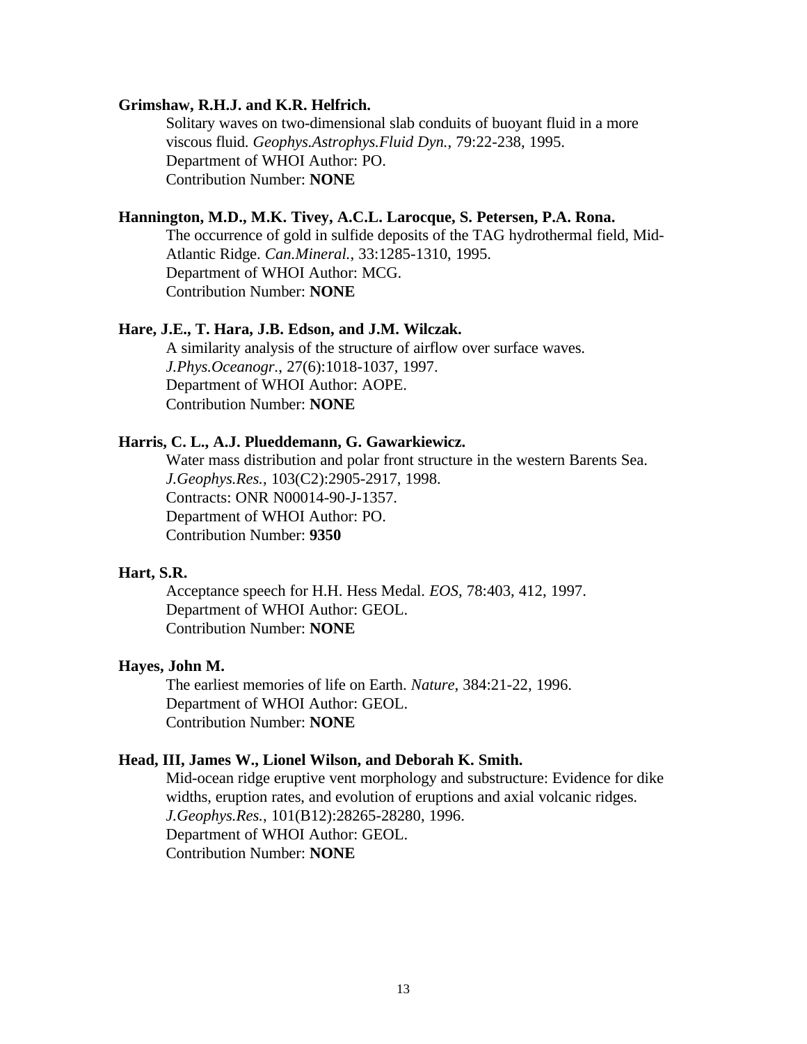**Grimshaw, R.H.J. and K.R. Helfrich.**

Solitary waves on two-dimensional slab conduits of buoyant fluid in a more viscous fluid. *Geophys.Astrophys.Fluid Dyn.*, 79:22-238, 1995.
Department of WHOI Author: PO.
Contribution Number: **NONE**

**Hannington, M.D., M.K. Tivey, A.C.L. Larocque, S. Petersen, P.A. Rona.**

The occurrence of gold in sulfide deposits of the TAG hydrothermal field, Mid-Atlantic Ridge. *Can.Mineral.*, 33:1285-1310, 1995.
Department of WHOI Author: MCG.
Contribution Number: **NONE**

**Hare, J.E., T. Hara, J.B. Edson, and J.M. Wilczak.**

A similarity analysis of the structure of airflow over surface waves. *J.Phys.Oceanogr.*, 27(6):1018-1037, 1997.
Department of WHOI Author: AOPE.
Contribution Number: **NONE**

**Harris, C. L., A.J. Plueddemann, G. Gawarkiewicz.**

Water mass distribution and polar front structure in the western Barents Sea. *J.Geophys.Res.*, 103(C2):2905-2917, 1998.
Contracts: ONR N00014-90-J-1357.
Department of WHOI Author: PO.
Contribution Number: **9350**

**Hart, S.R.**

Acceptance speech for H.H. Hess Medal. *EOS*, 78:403, 412, 1997.
Department of WHOI Author: GEOL.
Contribution Number: **NONE**

**Hayes, John M.**

The earliest memories of life on Earth. *Nature*, 384:21-22, 1996.
Department of WHOI Author: GEOL.
Contribution Number: **NONE**

**Head, III, James W., Lionel Wilson, and Deborah K. Smith.**

Mid-ocean ridge eruptive vent morphology and substructure: Evidence for dike widths, eruption rates, and evolution of eruptions and axial volcanic ridges. *J.Geophys.Res.*, 101(B12):28265-28280, 1996.
Department of WHOI Author: GEOL.
Contribution Number: **NONE**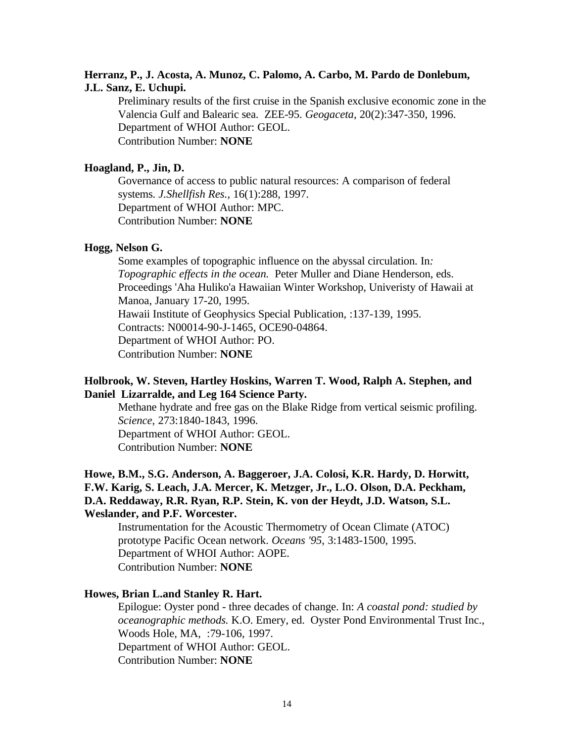**Herranz, P., J. Acosta, A. Munoz, C. Palomo, A. Carbo, M. Pardo de Donlebum, J.L. Sanz, E. Uchupi.**

Preliminary results of the first cruise in the Spanish exclusive economic zone in the Valencia Gulf and Balearic sea. ZEE-95. *Geogaceta*, 20(2):347-350, 1996.
Department of WHOI Author: GEOL.
Contribution Number: **NONE**

**Hoagland, P., Jin, D.**

Governance of access to public natural resources: A comparison of federal systems. *J.Shellfish Res.*, 16(1):288, 1997.
Department of WHOI Author: MPC.
Contribution Number: **NONE**

**Hogg, Nelson G.**

Some examples of topographic influence on the abyssal circulation. In*: Topographic effects in the ocean.* Peter Muller and Diane Henderson, eds. Proceedings 'Aha Huliko'a Hawaiian Winter Workshop, Univeristy of Hawaii at Manoa, January 17-20, 1995.
Hawaii Institute of Geophysics Special Publication, :137-139, 1995.
Contracts: N00014-90-J-1465, OCE90-04864.
Department of WHOI Author: PO.
Contribution Number: **NONE**

**Holbrook, W. Steven, Hartley Hoskins, Warren T. Wood, Ralph A. Stephen, and Daniel Lizarralde, and Leg 164 Science Party.**

Methane hydrate and free gas on the Blake Ridge from vertical seismic profiling. *Science*, 273:1840-1843, 1996.
Department of WHOI Author: GEOL.
Contribution Number: **NONE**

**Howe, B.M., S.G. Anderson, A. Baggeroer, J.A. Colosi, K.R. Hardy, D. Horwitt, F.W. Karig, S. Leach, J.A. Mercer, K. Metzger, Jr., L.O. Olson, D.A. Peckham, D.A. Reddaway, R.R. Ryan, R.P. Stein, K. von der Heydt, J.D. Watson, S.L. Weslander, and P.F. Worcester.**

Instrumentation for the Acoustic Thermometry of Ocean Climate (ATOC) prototype Pacific Ocean network. *Oceans '95*, 3:1483-1500, 1995.
Department of WHOI Author: AOPE.
Contribution Number: **NONE**

**Howes, Brian L.and Stanley R. Hart.**

Epilogue: Oyster pond - three decades of change. In: *A coastal pond: studied by oceanographic methods.* K.O. Emery, ed. Oyster Pond Environmental Trust Inc., Woods Hole, MA, :79-106, 1997.
Department of WHOI Author: GEOL.
Contribution Number: **NONE**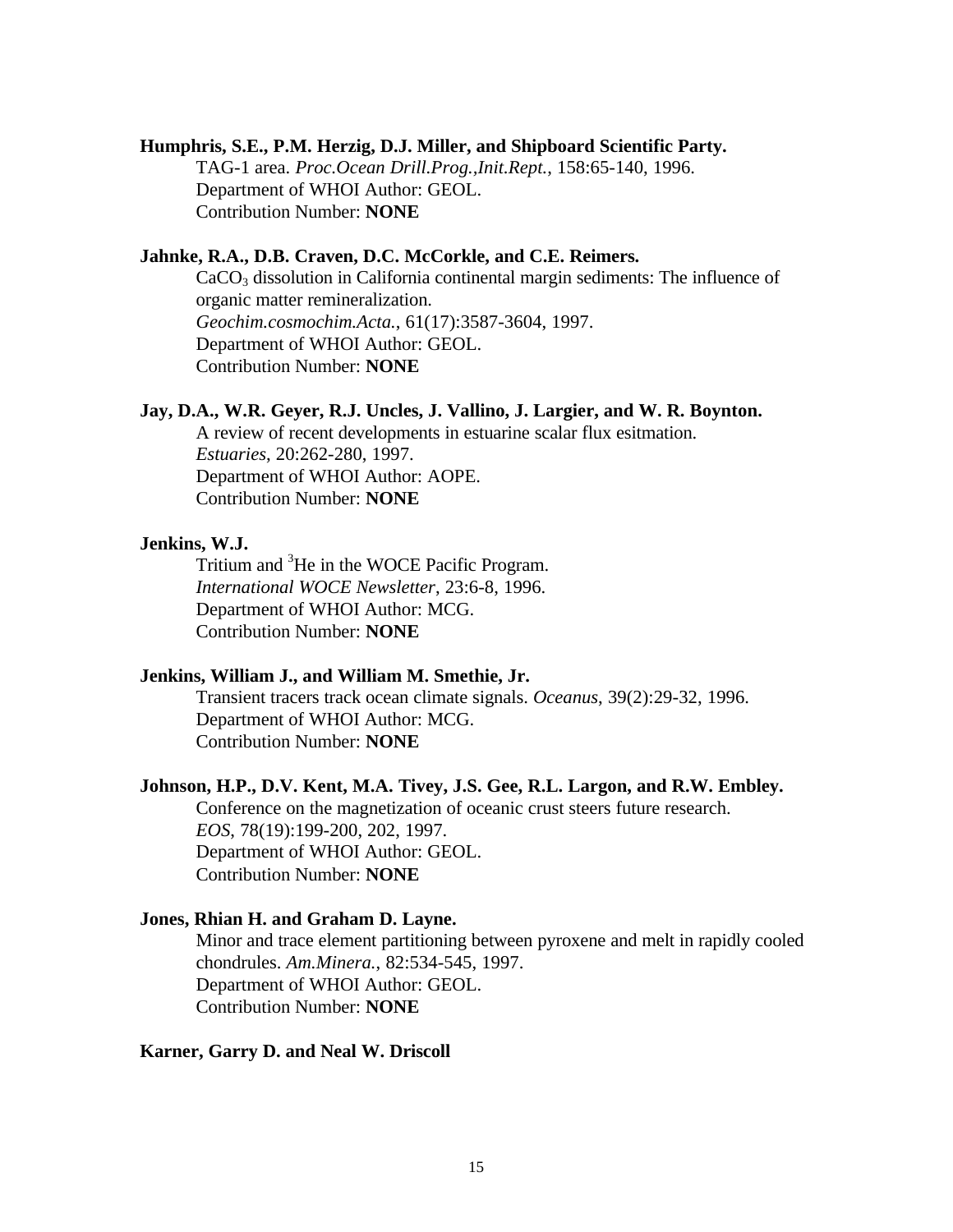**Humphris, S.E., P.M. Herzig, D.J. Miller, and Shipboard Scientific Party.**
TAG-1 area. *Proc.Ocean Drill.Prog.,Init.Rept.*, 158:65-140, 1996.
Department of WHOI Author: GEOL.
Contribution Number: **NONE**

**Jahnke, R.A., D.B. Craven, D.C. McCorkle, and C.E. Reimers.**
$CaCO_3$ dissolution in California continental margin sediments: The influence of organic matter remineralization.
*Geochim.cosmochim.Acta.*, 61(17):3587-3604, 1997.
Department of WHOI Author: GEOL.
Contribution Number: **NONE**

**Jay, D.A., W.R. Geyer, R.J. Uncles, J. Vallino, J. Largier, and W. R. Boynton.**
A review of recent developments in estuarine scalar flux esitmation.
*Estuaries*, 20:262-280, 1997.
Department of WHOI Author: AOPE.
Contribution Number: **NONE**

**Jenkins, W.J.**
Tritium and $^3$He in the WOCE Pacific Program.
*International WOCE Newsletter*, 23:6-8, 1996.
Department of WHOI Author: MCG.
Contribution Number: **NONE**

**Jenkins, William J., and William M. Smethie, Jr.**
Transient tracers track ocean climate signals. *Oceanus*, 39(2):29-32, 1996.
Department of WHOI Author: MCG.
Contribution Number: **NONE**

**Johnson, H.P., D.V. Kent, M.A. Tivey, J.S. Gee, R.L. Largon, and R.W. Embley.**
Conference on the magnetization of oceanic crust steers future research.
*EOS*, 78(19):199-200, 202, 1997.
Department of WHOI Author: GEOL.
Contribution Number: **NONE**

**Jones, Rhian H. and Graham D. Layne.**
Minor and trace element partitioning between pyroxene and melt in rapidly cooled chondrules. *Am.Minera.*, 82:534-545, 1997.
Department of WHOI Author: GEOL.
Contribution Number: **NONE**

**Karner, Garry D. and Neal W. Driscoll**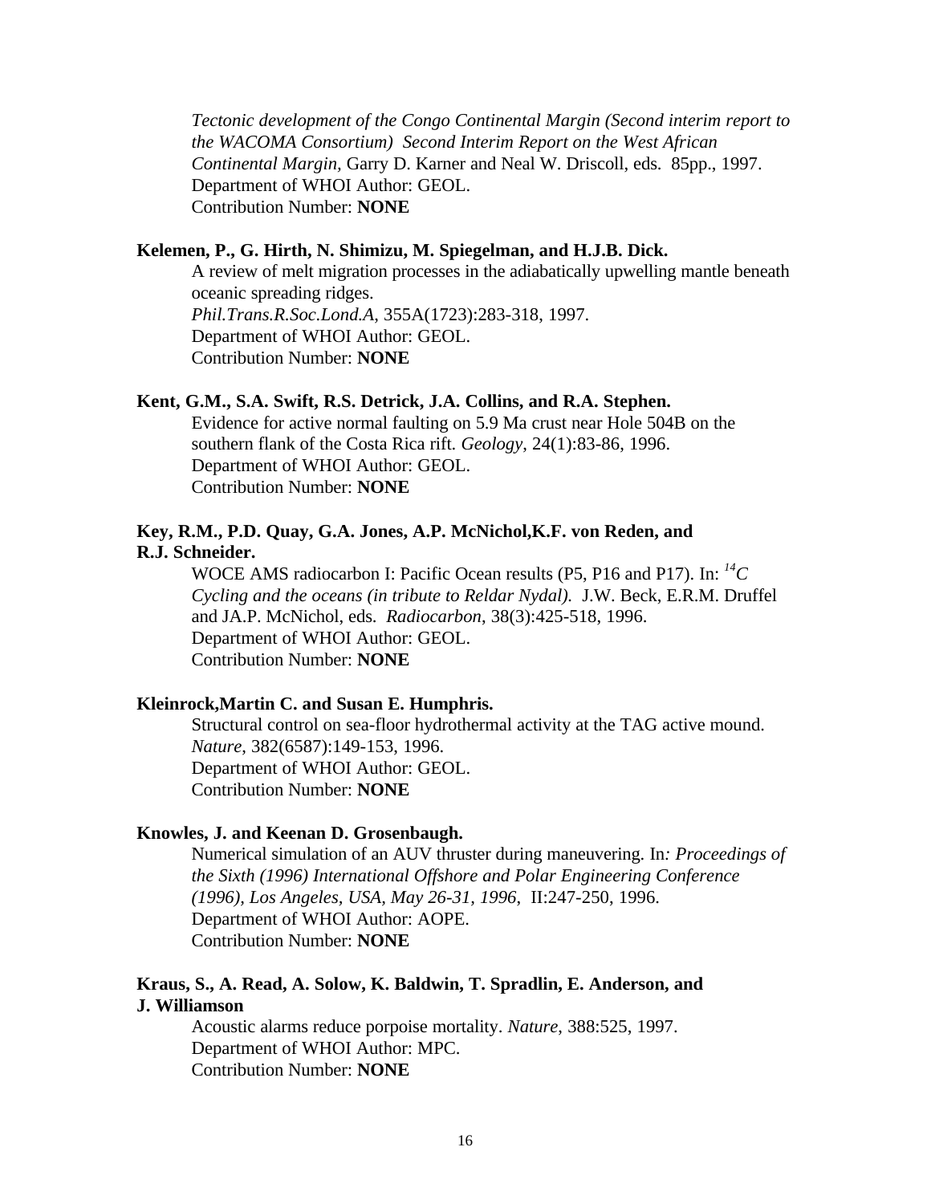*Tectonic development of the Congo Continental Margin (Second interim report to the WACOMA Consortium) Second Interim Report on the West African Continental Margin*, Garry D. Karner and Neal W. Driscoll, eds. 85pp., 1997.
Department of WHOI Author: GEOL.
Contribution Number: **NONE**

**Kelemen, P., G. Hirth, N. Shimizu, M. Spiegelman, and H.J.B. Dick.**
A review of melt migration processes in the adiabatically upwelling mantle beneath oceanic spreading ridges.
*Phil.Trans.R.Soc.Lond.A*, 355A(1723):283-318, 1997.
Department of WHOI Author: GEOL.
Contribution Number: **NONE**

**Kent, G.M., S.A. Swift, R.S. Detrick, J.A. Collins, and R.A. Stephen.**
Evidence for active normal faulting on 5.9 Ma crust near Hole 504B on the southern flank of the Costa Rica rift. *Geology*, 24(1):83-86, 1996.
Department of WHOI Author: GEOL.
Contribution Number: **NONE**

**Key, R.M., P.D. Quay, G.A. Jones, A.P. McNichol,K.F. von Reden, and R.J. Schneider.**
WOCE AMS radiocarbon I: Pacific Ocean results (P5, P16 and P17). In: *$^{14}C$ Cycling and the oceans (in tribute to Reldar Nydal).* J.W. Beck, E.R.M. Druffel and JA.P. McNichol, eds. *Radiocarbon*, 38(3):425-518, 1996.
Department of WHOI Author: GEOL.
Contribution Number: **NONE**

**Kleinrock,Martin C. and Susan E. Humphris.**
Structural control on sea-floor hydrothermal activity at the TAG active mound. *Nature*, 382(6587):149-153, 1996.
Department of WHOI Author: GEOL.
Contribution Number: **NONE**

**Knowles, J. and Keenan D. Grosenbaugh.**
Numerical simulation of an AUV thruster during maneuvering. In*: Proceedings of the Sixth (1996) International Offshore and Polar Engineering Conference (1996), Los Angeles, USA, May 26-31, 1996*, II:247-250, 1996.
Department of WHOI Author: AOPE.
Contribution Number: **NONE**

**Kraus, S., A. Read, A. Solow, K. Baldwin, T. Spradlin, E. Anderson, and J. Williamson**
Acoustic alarms reduce porpoise mortality. *Nature*, 388:525, 1997.
Department of WHOI Author: MPC.
Contribution Number: **NONE**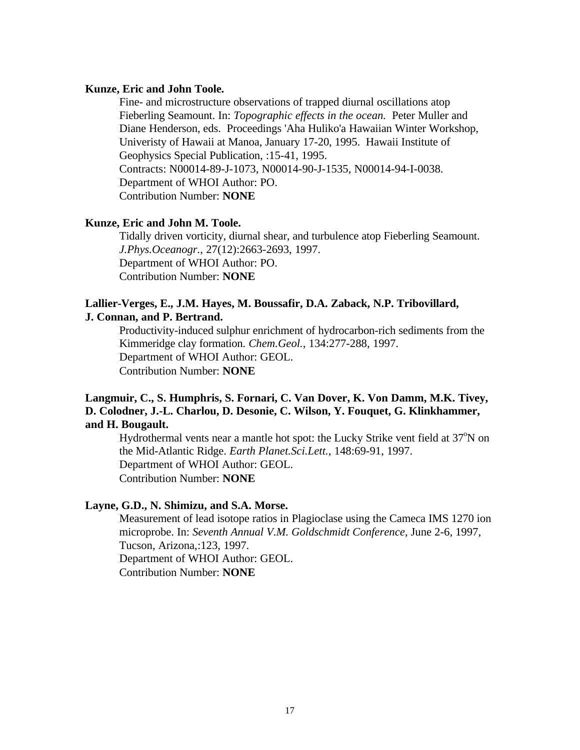**Kunze, Eric and John Toole.**

Fine- and microstructure observations of trapped diurnal oscillations atop Fieberling Seamount. In: *Topographic effects in the ocean*. Peter Muller and Diane Henderson, eds. Proceedings 'Aha Huliko'a Hawaiian Winter Workshop, Univeristy of Hawaii at Manoa, January 17-20, 1995. Hawaii Institute of Geophysics Special Publication, :15-41, 1995.
Contracts: N00014-89-J-1073, N00014-90-J-1535, N00014-94-I-0038.
Department of WHOI Author: PO.
Contribution Number: **NONE**

**Kunze, Eric and John M. Toole.**

Tidally driven vorticity, diurnal shear, and turbulence atop Fieberling Seamount. *J.Phys.Oceanogr.*, 27(12):2663-2693, 1997.
Department of WHOI Author: PO.
Contribution Number: **NONE**

**Lallier-Verges, E., J.M. Hayes, M. Boussafir, D.A. Zaback, N.P. Tribovillard, J. Connan, and P. Bertrand.**

Productivity-induced sulphur enrichment of hydrocarbon-rich sediments from the Kimmeridge clay formation. *Chem.Geol.*, 134:277-288, 1997.
Department of WHOI Author: GEOL.
Contribution Number: **NONE**

**Langmuir, C., S. Humphris, S. Fornari, C. Van Dover, K. Von Damm, M.K. Tivey, D. Colodner, J.-L. Charlou, D. Desonie, C. Wilson, Y. Fouquet, G. Klinkhammer, and H. Bougault.**

Hydrothermal vents near a mantle hot spot: the Lucky Strike vent field at $37^{o}$N on the Mid-Atlantic Ridge. *Earth Planet.Sci.Lett.*, 148:69-91, 1997.
Department of WHOI Author: GEOL.
Contribution Number: **NONE**

**Layne, G.D., N. Shimizu, and S.A. Morse.**

Measurement of lead isotope ratios in Plagioclase using the Cameca IMS 1270 ion microprobe. In: *Seventh Annual V.M. Goldschmidt Conference*, June 2-6, 1997, Tucson, Arizona,:123, 1997.
Department of WHOI Author: GEOL.
Contribution Number: **NONE**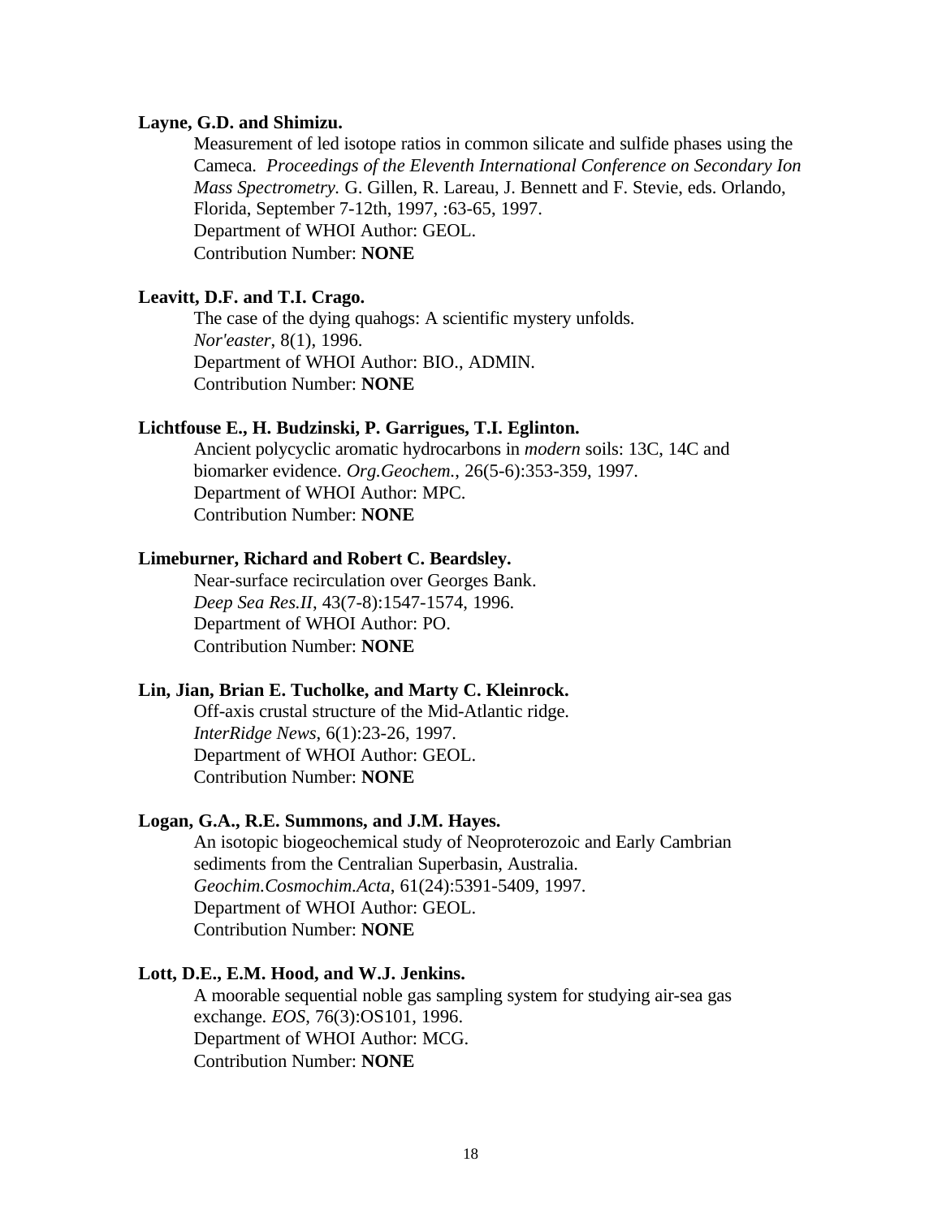**Layne, G.D. and Shimizu.**

Measurement of led isotope ratios in common silicate and sulfide phases using the Cameca. *Proceedings of the Eleventh International Conference on Secondary Ion Mass Spectrometry.* G. Gillen, R. Lareau, J. Bennett and F. Stevie, eds. Orlando, Florida, September 7-12th, 1997, :63-65, 1997.
Department of WHOI Author: GEOL.
Contribution Number: **NONE**

**Leavitt, D.F. and T.I. Crago.**

The case of the dying quahogs: A scientific mystery unfolds.
*Nor'easter*, 8(1), 1996.
Department of WHOI Author: BIO., ADMIN.
Contribution Number: **NONE**

**Lichtfouse E., H. Budzinski, P. Garrigues, T.I. Eglinton.**

Ancient polycyclic aromatic hydrocarbons in *modern* soils: 13C, 14C and biomarker evidence. *Org.Geochem.*, 26(5-6):353-359, 1997.
Department of WHOI Author: MPC.
Contribution Number: **NONE**

**Limeburner, Richard and Robert C. Beardsley.**

Near-surface recirculation over Georges Bank.
*Deep Sea Res.II*, 43(7-8):1547-1574, 1996.
Department of WHOI Author: PO.
Contribution Number: **NONE**

**Lin, Jian, Brian E. Tucholke, and Marty C. Kleinrock.**

Off-axis crustal structure of the Mid-Atlantic ridge.
*InterRidge News*, 6(1):23-26, 1997.
Department of WHOI Author: GEOL.
Contribution Number: **NONE**

**Logan, G.A., R.E. Summons, and J.M. Hayes.**

An isotopic biogeochemical study of Neoproterozoic and Early Cambrian sediments from the Centralian Superbasin, Australia.
*Geochim.Cosmochim.Acta*, 61(24):5391-5409, 1997.
Department of WHOI Author: GEOL.
Contribution Number: **NONE**

**Lott, D.E., E.M. Hood, and W.J. Jenkins.**

A moorable sequential noble gas sampling system for studying air-sea gas exchange. *EOS*, 76(3):OS101, 1996.
Department of WHOI Author: MCG.
Contribution Number: **NONE**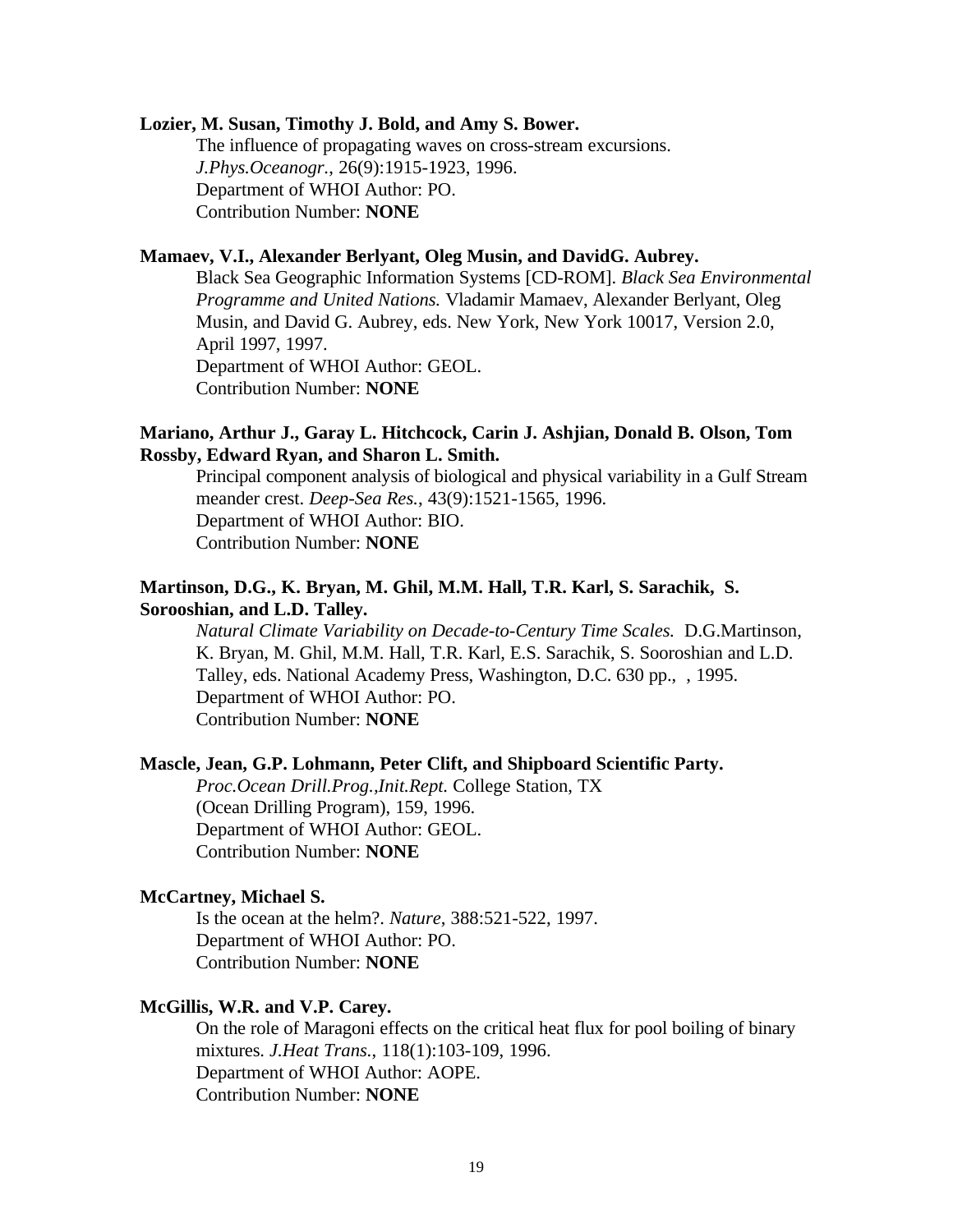**Lozier, M. Susan, Timothy J. Bold, and Amy S. Bower.**

The influence of propagating waves on cross-stream excursions. *J.Phys.Oceanogr.*, 26(9):1915-1923, 1996.
Department of WHOI Author: PO.
Contribution Number: **NONE**

**Mamaev, V.I., Alexander Berlyant, Oleg Musin, and DavidG. Aubrey.**

Black Sea Geographic Information Systems [CD-ROM]. *Black Sea Environmental Programme and United Nations.* Vladamir Mamaev, Alexander Berlyant, Oleg Musin, and David G. Aubrey, eds. New York, New York 10017, Version 2.0, April 1997, 1997.
Department of WHOI Author: GEOL.
Contribution Number: **NONE**

**Mariano, Arthur J., Garay L. Hitchcock, Carin J. Ashjian, Donald B. Olson, Tom Rossby, Edward Ryan, and Sharon L. Smith.**

Principal component analysis of biological and physical variability in a Gulf Stream meander crest. *Deep-Sea Res.*, 43(9):1521-1565, 1996.
Department of WHOI Author: BIO.
Contribution Number: **NONE**

**Martinson, D.G., K. Bryan, M. Ghil, M.M. Hall, T.R. Karl, S. Sarachik, S. Sorooshian, and L.D. Talley.**

*Natural Climate Variability on Decade-to-Century Time Scales.* D.G.Martinson, K. Bryan, M. Ghil, M.M. Hall, T.R. Karl, E.S. Sarachik, S. Sooroshian and L.D. Talley, eds. National Academy Press, Washington, D.C. 630 pp., , 1995.
Department of WHOI Author: PO.
Contribution Number: **NONE**

**Mascle, Jean, G.P. Lohmann, Peter Clift, and Shipboard Scientific Party.**

*Proc.Ocean Drill.Prog.,Init.Rept.* College Station, TX (Ocean Drilling Program), 159, 1996.
Department of WHOI Author: GEOL.
Contribution Number: **NONE**

**McCartney, Michael S.**

Is the ocean at the helm?. *Nature*, 388:521-522, 1997.
Department of WHOI Author: PO.
Contribution Number: **NONE**

**McGillis, W.R. and V.P. Carey.**

On the role of Maragoni effects on the critical heat flux for pool boiling of binary mixtures. *J.Heat Trans.*, 118(1):103-109, 1996.
Department of WHOI Author: AOPE.
Contribution Number: **NONE**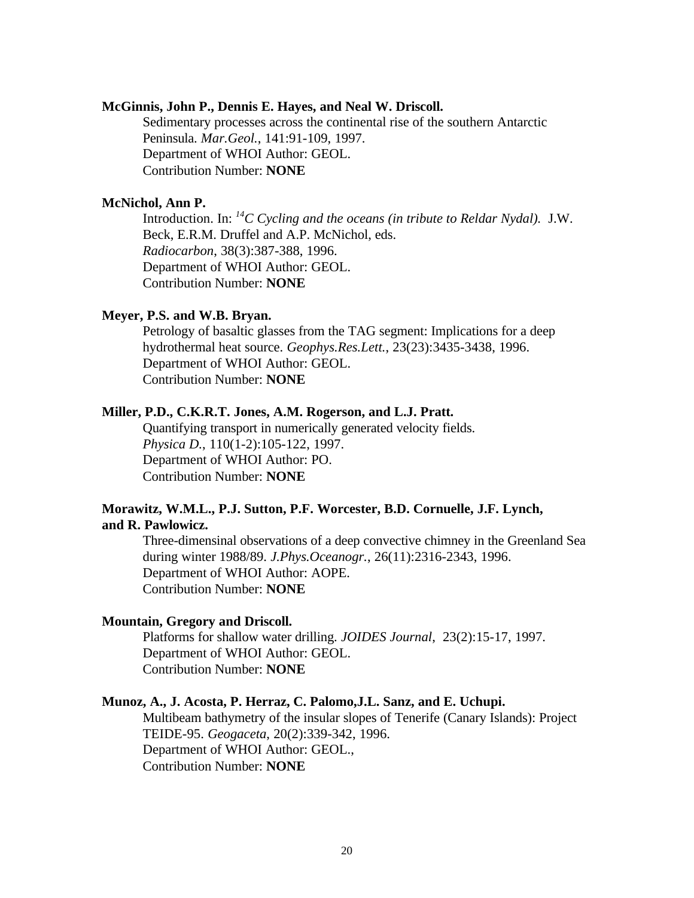**McGinnis, John P., Dennis E. Hayes, and Neal W. Driscoll.**

Sedimentary processes across the continental rise of the southern Antarctic Peninsula. *Mar.Geol.*, 141:91-109, 1997.
Department of WHOI Author: GEOL.
Contribution Number: **NONE**

**McNichol, Ann P.**

Introduction. In: *$^{14}$C Cycling and the oceans (in tribute to Reldar Nydal).* J.W. Beck, E.R.M. Druffel and A.P. McNichol, eds.
*Radiocarbon*, 38(3):387-388, 1996.
Department of WHOI Author: GEOL.
Contribution Number: **NONE**

**Meyer, P.S. and W.B. Bryan.**

Petrology of basaltic glasses from the TAG segment: Implications for a deep hydrothermal heat source. *Geophys.Res.Lett.*, 23(23):3435-3438, 1996.
Department of WHOI Author: GEOL.
Contribution Number: **NONE**

**Miller, P.D., C.K.R.T. Jones, A.M. Rogerson, and L.J. Pratt.**

Quantifying transport in numerically generated velocity fields.
*Physica D.*, 110(1-2):105-122, 1997.
Department of WHOI Author: PO.
Contribution Number: **NONE**

**Morawitz, W.M.L., P.J. Sutton, P.F. Worcester, B.D. Cornuelle, J.F. Lynch, and R. Pawlowicz.**

Three-dimensinal observations of a deep convective chimney in the Greenland Sea during winter 1988/89. *J.Phys.Oceanogr.*, 26(11):2316-2343, 1996.
Department of WHOI Author: AOPE.
Contribution Number: **NONE**

**Mountain, Gregory and Driscoll.**

Platforms for shallow water drilling. *JOIDES Journal*, 23(2):15-17, 1997.
Department of WHOI Author: GEOL.
Contribution Number: **NONE**

**Munoz, A., J. Acosta, P. Herraz, C. Palomo,J.L. Sanz, and E. Uchupi.**

Multibeam bathymetry of the insular slopes of Tenerife (Canary Islands): Project TEIDE-95. *Geogaceta*, 20(2):339-342, 1996.
Department of WHOI Author: GEOL.,
Contribution Number: **NONE**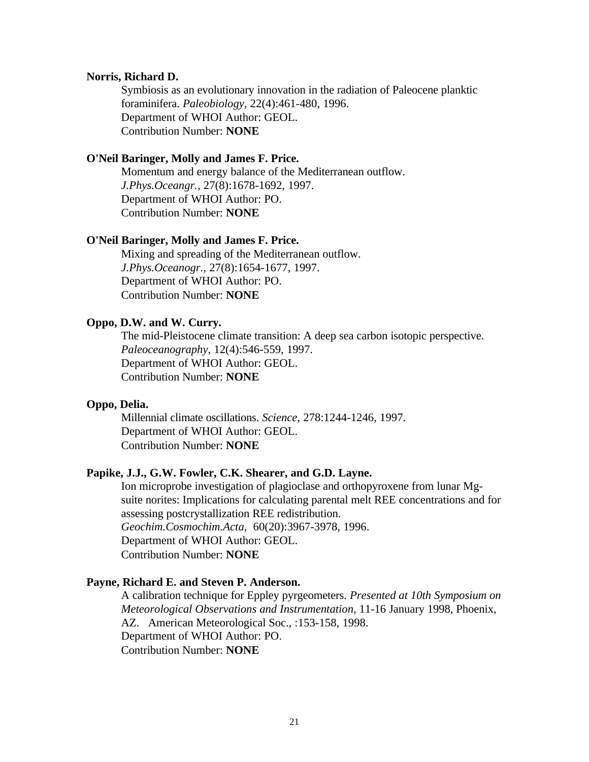**Norris, Richard D.**

Symbiosis as an evolutionary innovation in the radiation of Paleocene planktic foraminifera. *Paleobiology*, 22(4):461-480, 1996.
Department of WHOI Author: GEOL.
Contribution Number: **NONE**

**O'Neil Baringer, Molly and James F. Price.**

Momentum and energy balance of the Mediterranean outflow. *J.Phys.Oceangr.*, 27(8):1678-1692, 1997.
Department of WHOI Author: PO.
Contribution Number: **NONE**

**O'Neil Baringer, Molly and James F. Price.**

Mixing and spreading of the Mediterranean outflow. *J.Phys.Oceanogr.*, 27(8):1654-1677, 1997.
Department of WHOI Author: PO.
Contribution Number: **NONE**

**Oppo, D.W. and W. Curry.**

The mid-Pleistocene climate transition: A deep sea carbon isotopic perspective. *Paleoceanography*, 12(4):546-559, 1997.
Department of WHOI Author: GEOL.
Contribution Number: **NONE**

**Oppo, Delia.**

Millennial climate oscillations. *Science*, 278:1244-1246, 1997.
Department of WHOI Author: GEOL.
Contribution Number: **NONE**

**Papike, J.J., G.W. Fowler, C.K. Shearer, and G.D. Layne.**

Ion microprobe investigation of plagioclase and orthopyroxene from lunar Mg-suite norites: Implications for calculating parental melt REE concentrations and for assessing postcrystallization REE redistribution. *Geochim.Cosmochim.Acta*, 60(20):3967-3978, 1996.
Department of WHOI Author: GEOL.
Contribution Number: **NONE**

**Payne, Richard E. and Steven P. Anderson.**

A calibration technique for Eppley pyrgeometers. *Presented at 10th Symposium on Meteorological Observations and Instrumentation*, 11-16 January 1998, Phoenix, AZ. American Meteorological Soc., :153-158, 1998.
Department of WHOI Author: PO.
Contribution Number: **NONE**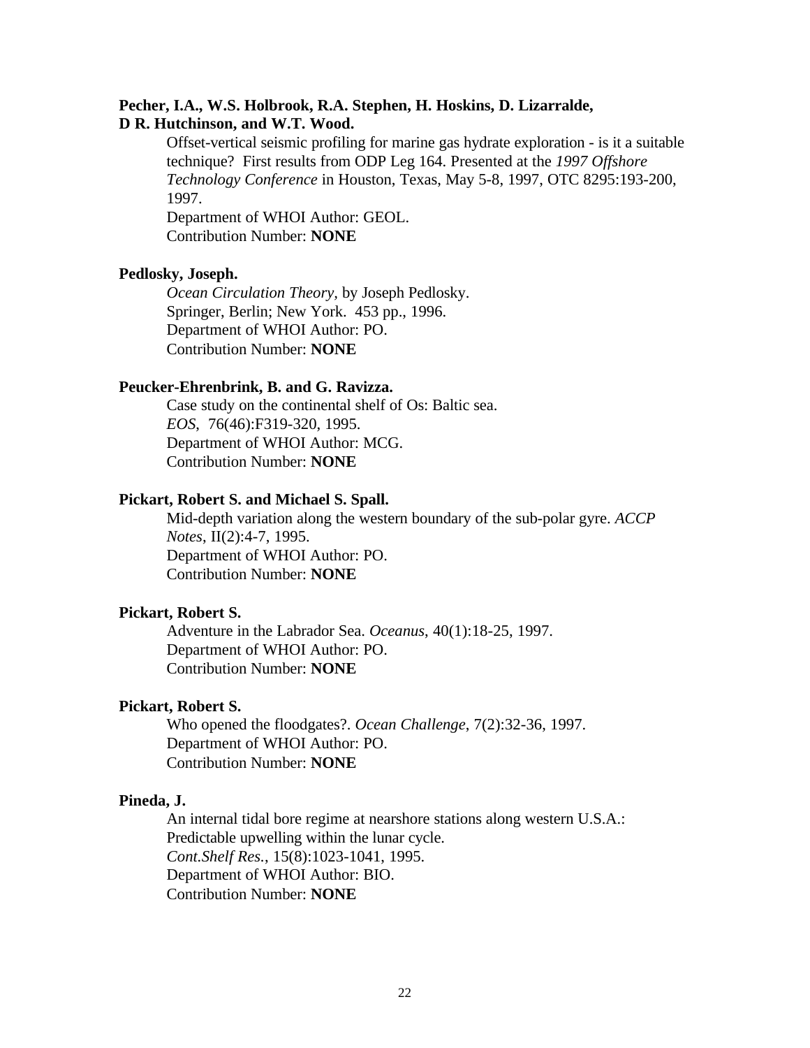**Pecher, I.A., W.S. Holbrook, R.A. Stephen, H. Hoskins, D. Lizarralde, D R. Hutchinson, and W.T. Wood.**

Offset-vertical seismic profiling for marine gas hydrate exploration - is it a suitable technique? First results from ODP Leg 164. Presented at the *1997 Offshore Technology Conference* in Houston, Texas, May 5-8, 1997, OTC 8295:193-200, 1997.
Department of WHOI Author: GEOL.
Contribution Number: **NONE**

**Pedlosky, Joseph.**

*Ocean Circulation Theory,* by Joseph Pedlosky.
Springer, Berlin; New York. 453 pp., 1996.
Department of WHOI Author: PO.
Contribution Number: **NONE**

**Peucker-Ehrenbrink, B. and G. Ravizza.**

Case study on the continental shelf of Os: Baltic sea.
*EOS*, 76(46):F319-320, 1995.
Department of WHOI Author: MCG.
Contribution Number: **NONE**

**Pickart, Robert S. and Michael S. Spall.**

Mid-depth variation along the western boundary of the sub-polar gyre. *ACCP Notes*, II(2):4-7, 1995.
Department of WHOI Author: PO.
Contribution Number: **NONE**

**Pickart, Robert S.**

Adventure in the Labrador Sea. *Oceanus*, 40(1):18-25, 1997.
Department of WHOI Author: PO.
Contribution Number: **NONE**

**Pickart, Robert S.**

Who opened the floodgates?. *Ocean Challenge*, 7(2):32-36, 1997.
Department of WHOI Author: PO.
Contribution Number: **NONE**

**Pineda, J.**

An internal tidal bore regime at nearshore stations along western U.S.A.: Predictable upwelling within the lunar cycle.
*Cont.Shelf Res.*, 15(8):1023-1041, 1995.
Department of WHOI Author: BIO.
Contribution Number: **NONE**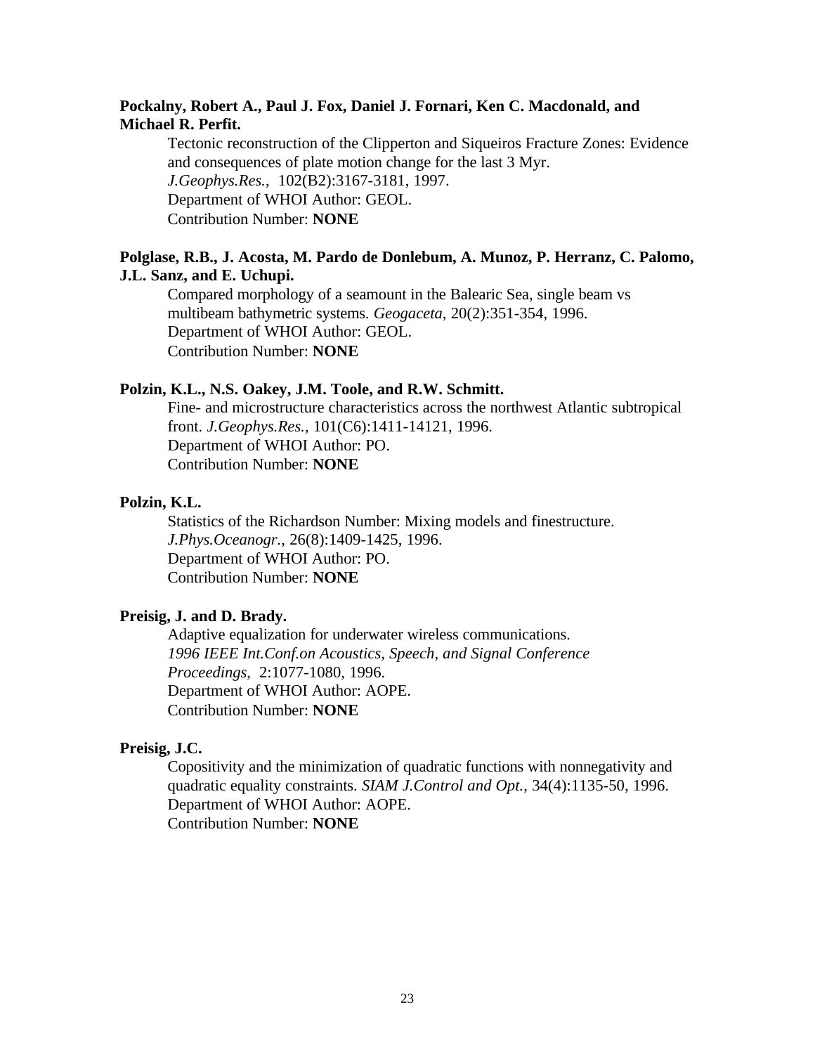**Pockalny, Robert A., Paul J. Fox, Daniel J. Fornari, Ken C. Macdonald, and Michael R. Perfit.**

Tectonic reconstruction of the Clipperton and Siqueiros Fracture Zones: Evidence and consequences of plate motion change for the last 3 Myr.
*J.Geophys.Res.*, 102(B2):3167-3181, 1997.
Department of WHOI Author: GEOL.
Contribution Number: **NONE**

**Polglase, R.B., J. Acosta, M. Pardo de Donlebum, A. Munoz, P. Herranz, C. Palomo, J.L. Sanz, and E. Uchupi.**

Compared morphology of a seamount in the Balearic Sea, single beam vs multibeam bathymetric systems. *Geogaceta*, 20(2):351-354, 1996.
Department of WHOI Author: GEOL.
Contribution Number: **NONE**

**Polzin, K.L., N.S. Oakey, J.M. Toole, and R.W. Schmitt.**

Fine- and microstructure characteristics across the northwest Atlantic subtropical front. *J.Geophys.Res.*, 101(C6):1411-14121, 1996.
Department of WHOI Author: PO.
Contribution Number: **NONE**

**Polzin, K.L.**

Statistics of the Richardson Number: Mixing models and finestructure.
*J.Phys.Oceanogr.*, 26(8):1409-1425, 1996.
Department of WHOI Author: PO.
Contribution Number: **NONE**

**Preisig, J. and D. Brady.**

Adaptive equalization for underwater wireless communications.
*1996 IEEE Int.Conf.on Acoustics, Speech, and Signal Conference Proceedings*, 2:1077-1080, 1996.
Department of WHOI Author: AOPE.
Contribution Number: **NONE**

**Preisig, J.C.**

Copositivity and the minimization of quadratic functions with nonnegativity and quadratic equality constraints. *SIAM J.Control and Opt.*, 34(4):1135-50, 1996.
Department of WHOI Author: AOPE.
Contribution Number: **NONE**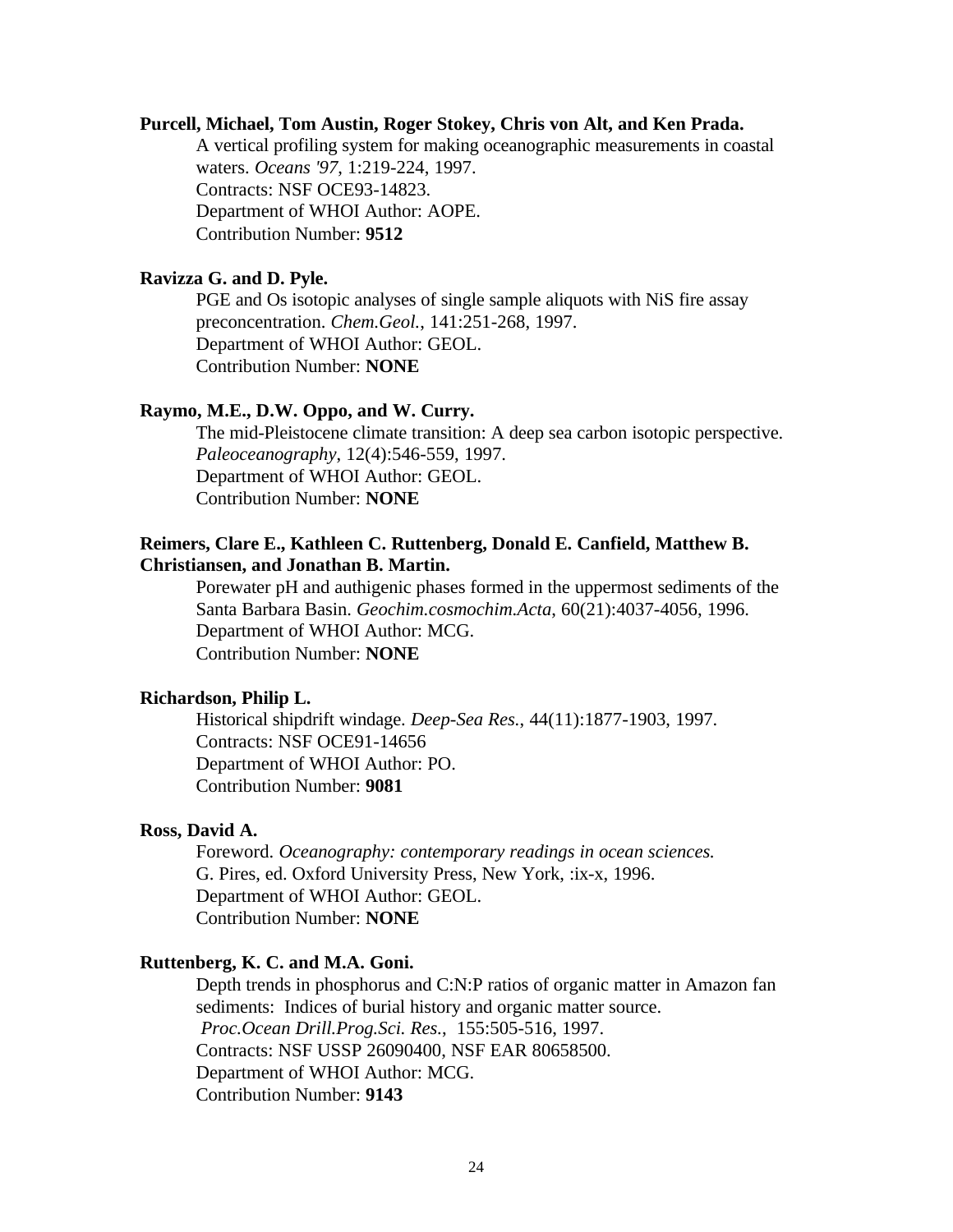**Purcell, Michael, Tom Austin, Roger Stokey, Chris von Alt, and Ken Prada.**

A vertical profiling system for making oceanographic measurements in coastal waters. *Oceans '97*, 1:219-224, 1997.
Contracts: NSF OCE93-14823.
Department of WHOI Author: AOPE.
Contribution Number: **9512**

**Ravizza G. and D. Pyle.**

PGE and Os isotopic analyses of single sample aliquots with NiS fire assay preconcentration. *Chem.Geol.*, 141:251-268, 1997.
Department of WHOI Author: GEOL.
Contribution Number: **NONE**

**Raymo, M.E., D.W. Oppo, and W. Curry.**

The mid-Pleistocene climate transition: A deep sea carbon isotopic perspective. *Paleoceanography*, 12(4):546-559, 1997.
Department of WHOI Author: GEOL.
Contribution Number: **NONE**

**Reimers, Clare E., Kathleen C. Ruttenberg, Donald E. Canfield, Matthew B. Christiansen, and Jonathan B. Martin.**

Porewater pH and authigenic phases formed in the uppermost sediments of the Santa Barbara Basin. *Geochim.cosmochim.Acta*, 60(21):4037-4056, 1996.
Department of WHOI Author: MCG.
Contribution Number: **NONE**

**Richardson, Philip L.**

Historical shipdrift windage. *Deep-Sea Res.*, 44(11):1877-1903, 1997.
Contracts: NSF OCE91-14656
Department of WHOI Author: PO.
Contribution Number: **9081**

**Ross, David A.**

Foreword. *Oceanography: contemporary readings in ocean sciences.* G. Pires, ed. Oxford University Press, New York, :ix-x, 1996.
Department of WHOI Author: GEOL.
Contribution Number: **NONE**

**Ruttenberg, K. C. and M.A. Goni.**

Depth trends in phosphorus and C:N:P ratios of organic matter in Amazon fan sediments: Indices of burial history and organic matter source. *Proc.Ocean Drill.Prog.Sci. Res.*, 155:505-516, 1997.
Contracts: NSF USSP 26090400, NSF EAR 80658500.
Department of WHOI Author: MCG.
Contribution Number: **9143**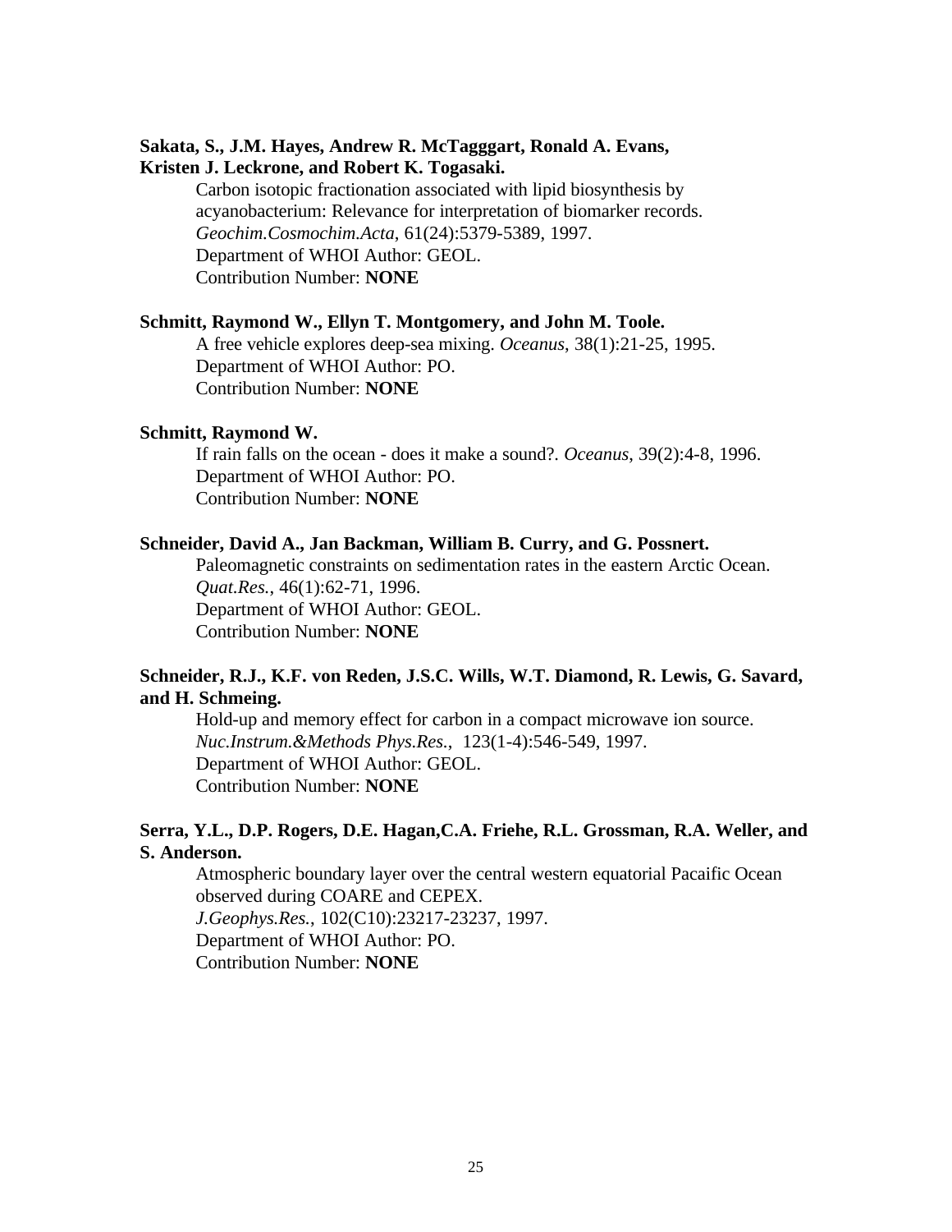**Sakata, S., J.M. Hayes, Andrew R. McTagggart, Ronald A. Evans, Kristen J. Leckrone, and Robert K. Togasaki.**

Carbon isotopic fractionation associated with lipid biosynthesis by acyanobacterium: Relevance for interpretation of biomarker records. *Geochim.Cosmochim.Acta*, 61(24):5379-5389, 1997.
Department of WHOI Author: GEOL.
Contribution Number: **NONE**

**Schmitt, Raymond W., Ellyn T. Montgomery, and John M. Toole.**

A free vehicle explores deep-sea mixing. *Oceanus*, 38(1):21-25, 1995.
Department of WHOI Author: PO.
Contribution Number: **NONE**

**Schmitt, Raymond W.**

If rain falls on the ocean - does it make a sound?. *Oceanus*, 39(2):4-8, 1996.
Department of WHOI Author: PO.
Contribution Number: **NONE**

**Schneider, David A., Jan Backman, William B. Curry, and G. Possnert.**

Paleomagnetic constraints on sedimentation rates in the eastern Arctic Ocean. *Quat.Res.*, 46(1):62-71, 1996.
Department of WHOI Author: GEOL.
Contribution Number: **NONE**

**Schneider, R.J., K.F. von Reden, J.S.C. Wills, W.T. Diamond, R. Lewis, G. Savard, and H. Schmeing.**

Hold-up and memory effect for carbon in a compact microwave ion source. *Nuc.Instrum.&Methods Phys.Res.*, 123(1-4):546-549, 1997.
Department of WHOI Author: GEOL.
Contribution Number: **NONE**

**Serra, Y.L., D.P. Rogers, D.E. Hagan,C.A. Friehe, R.L. Grossman, R.A. Weller, and S. Anderson.**

Atmospheric boundary layer over the central western equatorial Pacaific Ocean observed during COARE and CEPEX.
*J.Geophys.Res.*, 102(C10):23217-23237, 1997.
Department of WHOI Author: PO.
Contribution Number: **NONE**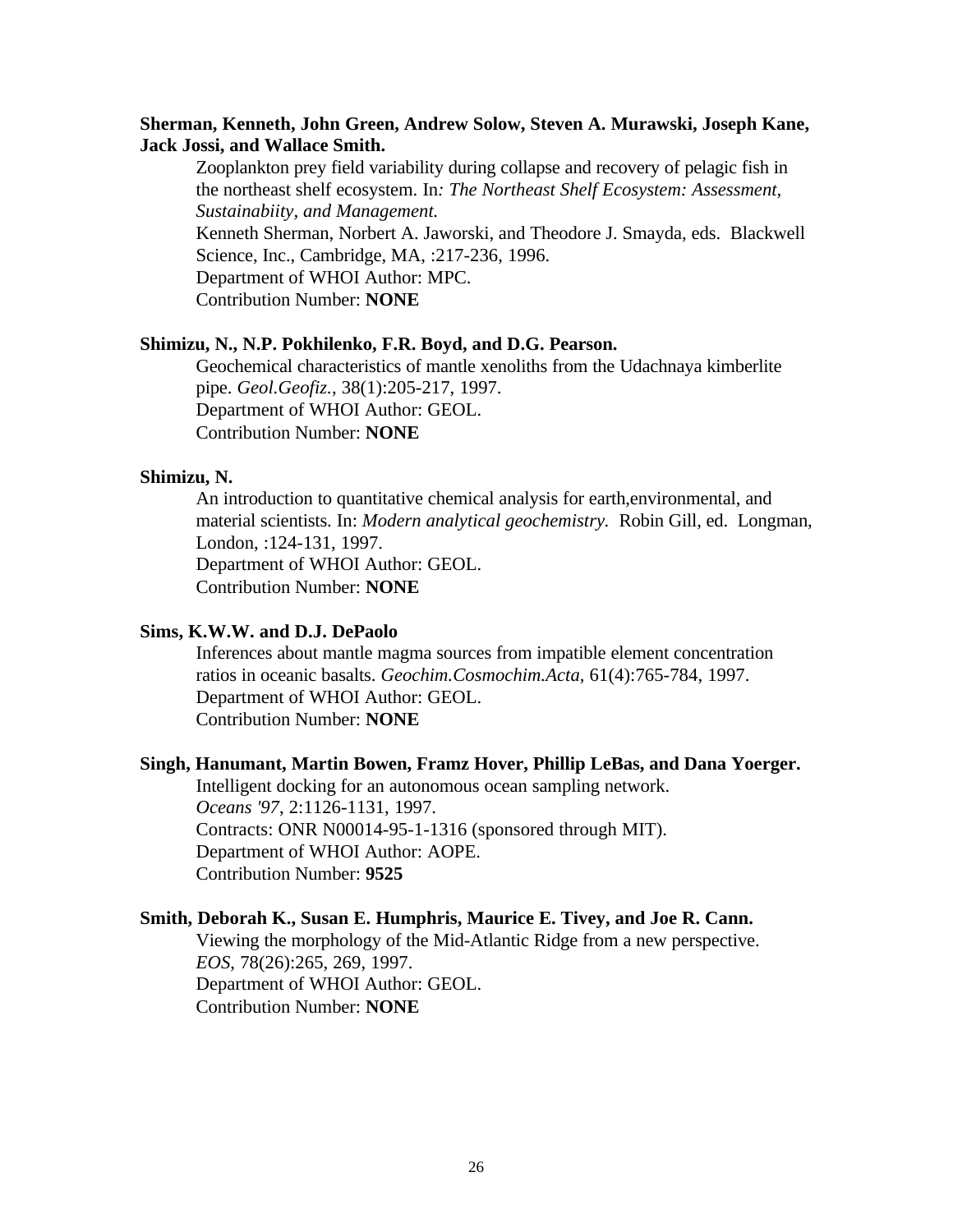**Sherman, Kenneth, John Green, Andrew Solow, Steven A. Murawski, Joseph Kane, Jack Jossi, and Wallace Smith.**

Zooplankton prey field variability during collapse and recovery of pelagic fish in the northeast shelf ecosystem. In*: The Northeast Shelf Ecosystem: Assessment, Sustainabiity, and Management.*
Kenneth Sherman, Norbert A. Jaworski, and Theodore J. Smayda, eds. Blackwell Science, Inc., Cambridge, MA, :217-236, 1996.
Department of WHOI Author: MPC.
Contribution Number: **NONE**

**Shimizu, N., N.P. Pokhilenko, F.R. Boyd, and D.G. Pearson.**

Geochemical characteristics of mantle xenoliths from the Udachnaya kimberlite pipe. *Geol.Geofiz.*, 38(1):205-217, 1997.
Department of WHOI Author: GEOL.
Contribution Number: **NONE**

**Shimizu, N.**

An introduction to quantitative chemical analysis for earth,environmental, and material scientists. In: *Modern analytical geochemistry.* Robin Gill, ed. Longman, London, :124-131, 1997.
Department of WHOI Author: GEOL.
Contribution Number: **NONE**

**Sims, K.W.W. and D.J. DePaolo**

Inferences about mantle magma sources from impatible element concentration ratios in oceanic basalts. *Geochim.Cosmochim.Acta*, 61(4):765-784, 1997.
Department of WHOI Author: GEOL.
Contribution Number: **NONE**

**Singh, Hanumant, Martin Bowen, Framz Hover, Phillip LeBas, and Dana Yoerger.**

Intelligent docking for an autonomous ocean sampling network.
*Oceans '97*, 2:1126-1131, 1997.
Contracts: ONR N00014-95-1-1316 (sponsored through MIT).
Department of WHOI Author: AOPE.
Contribution Number: **9525**

**Smith, Deborah K., Susan E. Humphris, Maurice E. Tivey, and Joe R. Cann.**

Viewing the morphology of the Mid-Atlantic Ridge from a new perspective.
*EOS*, 78(26):265, 269, 1997.
Department of WHOI Author: GEOL.
Contribution Number: **NONE**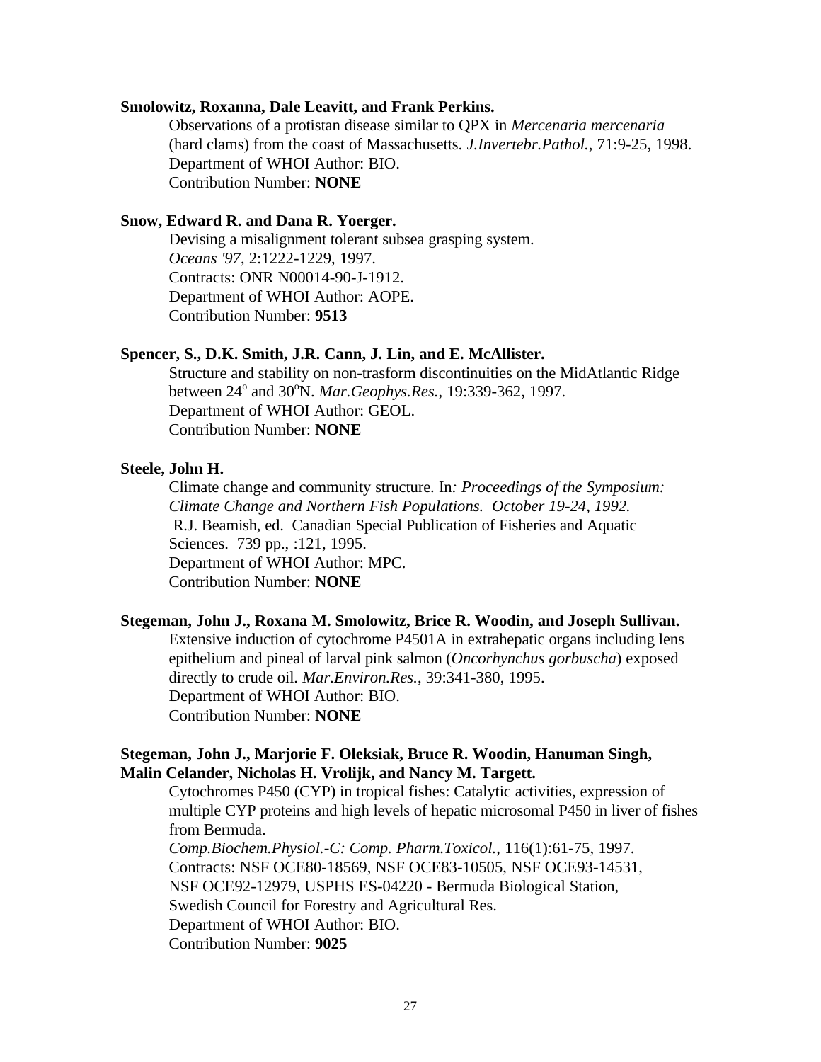**Smolowitz, Roxanna, Dale Leavitt, and Frank Perkins.**

Observations of a protistan disease similar to QPX in *Mercenaria mercenaria* (hard clams) from the coast of Massachusetts. *J.Invertebr.Pathol.*, 71:9-25, 1998.
Department of WHOI Author: BIO.
Contribution Number: **NONE**

**Snow, Edward R. and Dana R. Yoerger.**

Devising a misalignment tolerant subsea grasping system.
*Oceans '97*, 2:1222-1229, 1997.
Contracts: ONR N00014-90-J-1912.
Department of WHOI Author: AOPE.
Contribution Number: **9513**

**Spencer, S., D.K. Smith, J.R. Cann, J. Lin, and E. McAllister.**

Structure and stability on non-trasform discontinuities on the MidAtlantic Ridge between 24$^o$ and 30$^o$N. *Mar.Geophys.Res.*, 19:339-362, 1997.
Department of WHOI Author: GEOL.
Contribution Number: **NONE**

**Steele, John H.**

Climate change and community structure. In*: Proceedings of the Symposium: Climate Change and Northern Fish Populations. October 19-24, 1992.* R.J. Beamish, ed. Canadian Special Publication of Fisheries and Aquatic Sciences. 739 pp., :121, 1995.
Department of WHOI Author: MPC.
Contribution Number: **NONE**

**Stegeman, John J., Roxana M. Smolowitz, Brice R. Woodin, and Joseph Sullivan.**

Extensive induction of cytochrome P4501A in extrahepatic organs including lens epithelium and pineal of larval pink salmon (*Oncorhynchus gorbuscha*) exposed directly to crude oil. *Mar.Environ.Res.*, 39:341-380, 1995.
Department of WHOI Author: BIO.
Contribution Number: **NONE**

**Stegeman, John J., Marjorie F. Oleksiak, Bruce R. Woodin, Hanuman Singh, Malin Celander, Nicholas H. Vrolijk, and Nancy M. Targett.**

Cytochromes P450 (CYP) in tropical fishes: Catalytic activities, expression of multiple CYP proteins and high levels of hepatic microsomal P450 in liver of fishes from Bermuda.
*Comp.Biochem.Physiol.-C: Comp. Pharm.Toxicol.*, 116(1):61-75, 1997.
Contracts: NSF OCE80-18569, NSF OCE83-10505, NSF OCE93-14531, NSF OCE92-12979, USPHS ES-04220 - Bermuda Biological Station, Swedish Council for Forestry and Agricultural Res.
Department of WHOI Author: BIO.
Contribution Number: **9025**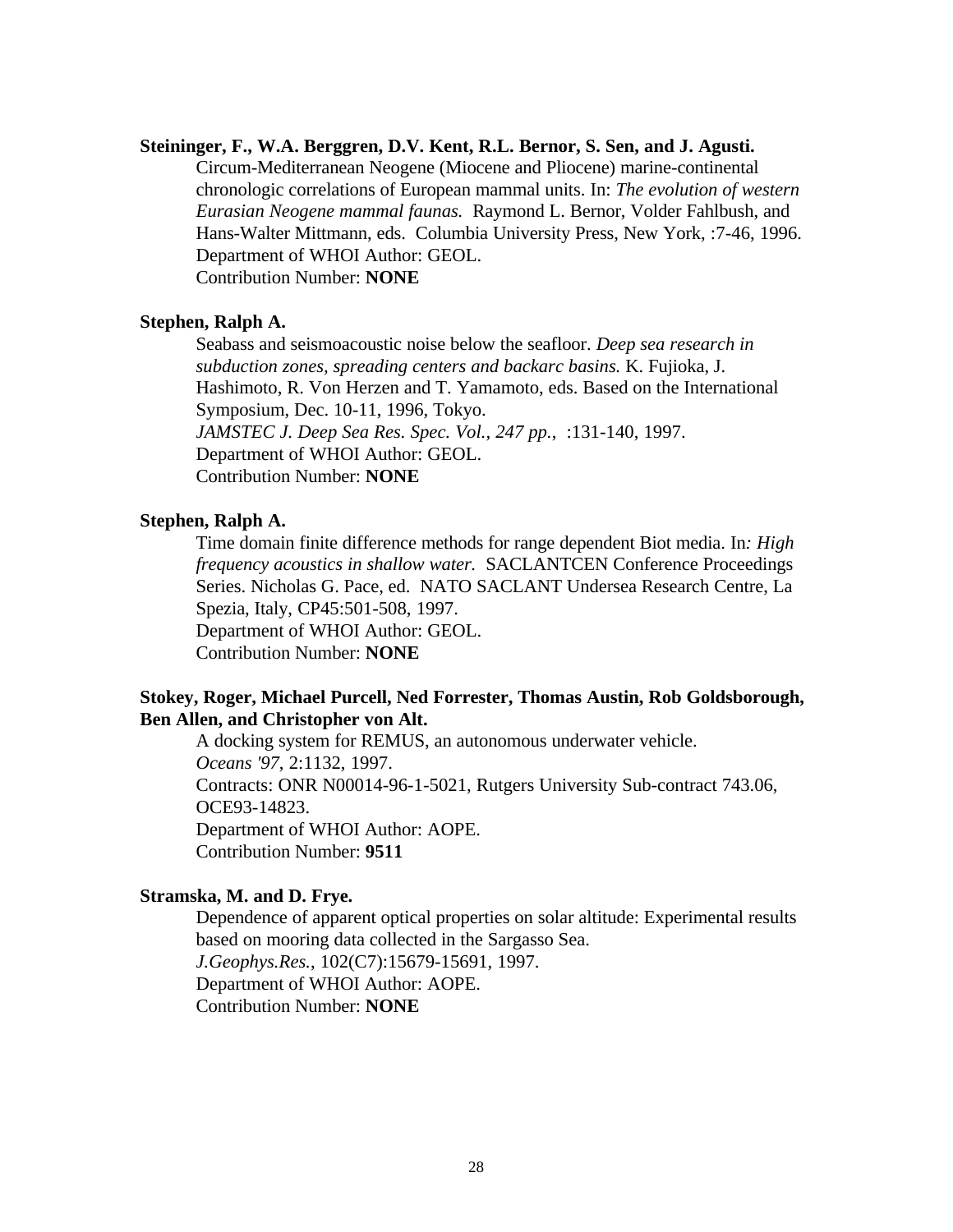**Steininger, F., W.A. Berggren, D.V. Kent, R.L. Bernor, S. Sen, and J. Agusti.**

Circum-Mediterranean Neogene (Miocene and Pliocene) marine-continental chronologic correlations of European mammal units. In: *The evolution of western Eurasian Neogene mammal faunas.* Raymond L. Bernor, Volder Fahlbush, and Hans-Walter Mittmann, eds. Columbia University Press, New York, :7-46, 1996.
Department of WHOI Author: GEOL.
Contribution Number: **NONE**

**Stephen, Ralph A.**

Seabass and seismoacoustic noise below the seafloor. *Deep sea research in subduction zones, spreading centers and backarc basins.* K. Fujioka, J. Hashimoto, R. Von Herzen and T. Yamamoto, eds. Based on the International Symposium, Dec. 10-11, 1996, Tokyo.
*JAMSTEC J. Deep Sea Res. Spec. Vol., 247 pp.,* :131-140, 1997.
Department of WHOI Author: GEOL.
Contribution Number: **NONE**

**Stephen, Ralph A.**

Time domain finite difference methods for range dependent Biot media. In*: High frequency acoustics in shallow water.* SACLANTCEN Conference Proceedings Series. Nicholas G. Pace, ed. NATO SACLANT Undersea Research Centre, La Spezia, Italy, CP45:501-508, 1997.
Department of WHOI Author: GEOL.
Contribution Number: **NONE**

**Stokey, Roger, Michael Purcell, Ned Forrester, Thomas Austin, Rob Goldsborough, Ben Allen, and Christopher von Alt.**

A docking system for REMUS, an autonomous underwater vehicle.
*Oceans '97*, 2:1132, 1997.
Contracts: ONR N00014-96-1-5021, Rutgers University Sub-contract 743.06, OCE93-14823.
Department of WHOI Author: AOPE.
Contribution Number: **9511**

**Stramska, M. and D. Frye.**

Dependence of apparent optical properties on solar altitude: Experimental results based on mooring data collected in the Sargasso Sea.
*J.Geophys.Res.*, 102(C7):15679-15691, 1997.
Department of WHOI Author: AOPE.
Contribution Number: **NONE**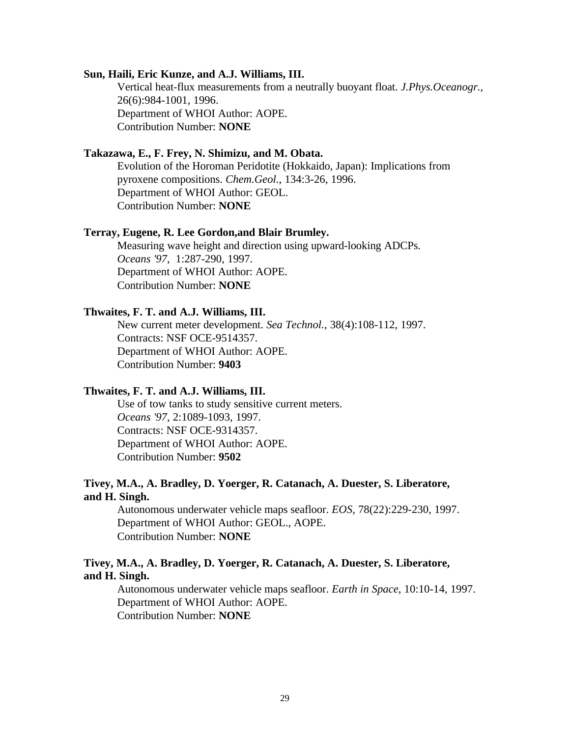**Sun, Haili, Eric Kunze, and A.J. Williams, III.**
Vertical heat-flux measurements from a neutrally buoyant float. *J.Phys.Oceanogr.*, 26(6):984-1001, 1996.
Department of WHOI Author: AOPE.
Contribution Number: **NONE**

**Takazawa, E., F. Frey, N. Shimizu, and M. Obata.**
Evolution of the Horoman Peridotite (Hokkaido, Japan): Implications from pyroxene compositions. *Chem.Geol.*, 134:3-26, 1996.
Department of WHOI Author: GEOL.
Contribution Number: **NONE**

**Terray, Eugene, R. Lee Gordon,and Blair Brumley.**
Measuring wave height and direction using upward-looking ADCPs. *Oceans '97*, 1:287-290, 1997.
Department of WHOI Author: AOPE.
Contribution Number: **NONE**

**Thwaites, F. T. and A.J. Williams, III.**
New current meter development. *Sea Technol.*, 38(4):108-112, 1997.
Contracts: NSF OCE-9514357.
Department of WHOI Author: AOPE.
Contribution Number: **9403**

**Thwaites, F. T. and A.J. Williams, III.**
Use of tow tanks to study sensitive current meters. *Oceans '97*, 2:1089-1093, 1997.
Contracts: NSF OCE-9314357.
Department of WHOI Author: AOPE.
Contribution Number: **9502**

**Tivey, M.A., A. Bradley, D. Yoerger, R. Catanach, A. Duester, S. Liberatore, and H. Singh.**
Autonomous underwater vehicle maps seafloor. *EOS*, 78(22):229-230, 1997.
Department of WHOI Author: GEOL., AOPE.
Contribution Number: **NONE**

**Tivey, M.A., A. Bradley, D. Yoerger, R. Catanach, A. Duester, S. Liberatore, and H. Singh.**
Autonomous underwater vehicle maps seafloor. *Earth in Space*, 10:10-14, 1997.
Department of WHOI Author: AOPE.
Contribution Number: **NONE**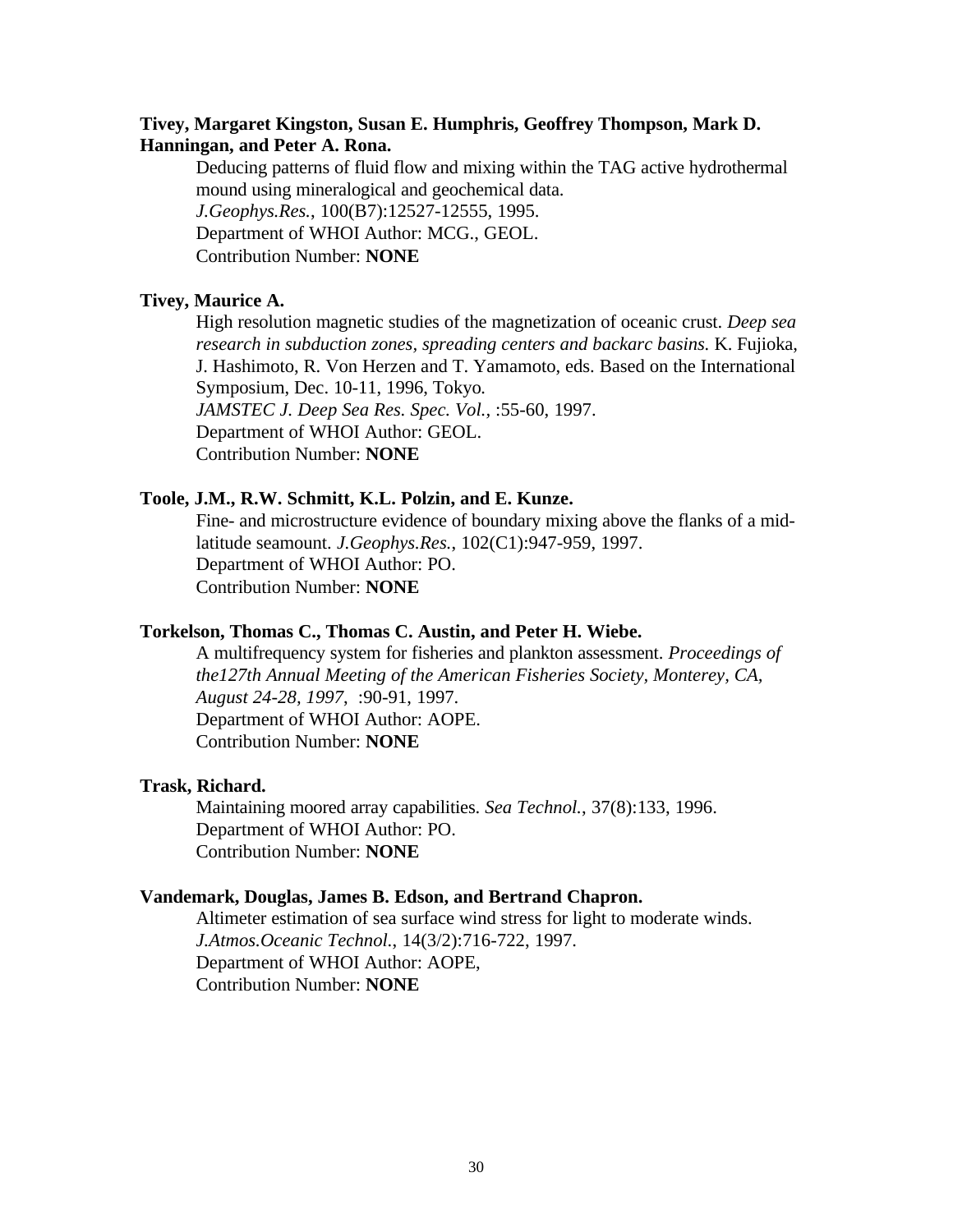**Tivey, Margaret Kingston, Susan E. Humphris, Geoffrey Thompson, Mark D. Hanningan, and Peter A. Rona.**

Deducing patterns of fluid flow and mixing within the TAG active hydrothermal mound using mineralogical and geochemical data.
*J.Geophys.Res.*, 100(B7):12527-12555, 1995.
Department of WHOI Author: MCG., GEOL.
Contribution Number: **NONE**

**Tivey, Maurice A.**

High resolution magnetic studies of the magnetization of oceanic crust. *Deep sea research in subduction zones, spreading centers and backarc basins.* K. Fujioka, J. Hashimoto, R. Von Herzen and T. Yamamoto, eds. Based on the International Symposium, Dec. 10-11, 1996, Tokyo.
*JAMSTEC J. Deep Sea Res. Spec. Vol.*, :55-60, 1997.
Department of WHOI Author: GEOL.
Contribution Number: **NONE**

**Toole, J.M., R.W. Schmitt, K.L. Polzin, and E. Kunze.**

Fine- and microstructure evidence of boundary mixing above the flanks of a mid-latitude seamount. *J.Geophys.Res.*, 102(C1):947-959, 1997.
Department of WHOI Author: PO.
Contribution Number: **NONE**

**Torkelson, Thomas C., Thomas C. Austin, and Peter H. Wiebe.**

A multifrequency system for fisheries and plankton assessment. *Proceedings of the127th Annual Meeting of the American Fisheries Society, Monterey, CA, August 24-28, 1997*, :90-91, 1997.
Department of WHOI Author: AOPE.
Contribution Number: **NONE**

**Trask, Richard.**

Maintaining moored array capabilities. *Sea Technol.*, 37(8):133, 1996.
Department of WHOI Author: PO.
Contribution Number: **NONE**

**Vandemark, Douglas, James B. Edson, and Bertrand Chapron.**

Altimeter estimation of sea surface wind stress for light to moderate winds.
*J.Atmos.Oceanic Technol.*, 14(3/2):716-722, 1997.
Department of WHOI Author: AOPE,
Contribution Number: **NONE**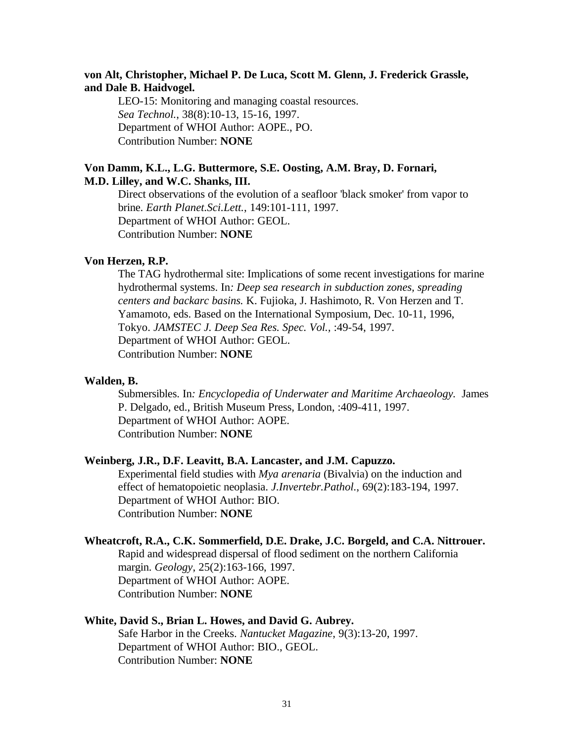**von Alt, Christopher, Michael P. De Luca, Scott M. Glenn, J. Frederick Grassle, and Dale B. Haidvogel.**

LEO-15: Monitoring and managing coastal resources.
*Sea Technol.*, 38(8):10-13, 15-16, 1997.
Department of WHOI Author: AOPE., PO.
Contribution Number: **NONE**

**Von Damm, K.L., L.G. Buttermore, S.E. Oosting, A.M. Bray, D. Fornari, M.D. Lilley, and W.C. Shanks, III.**

Direct observations of the evolution of a seafloor 'black smoker' from vapor to brine. *Earth Planet.Sci.Lett.*, 149:101-111, 1997.
Department of WHOI Author: GEOL.
Contribution Number: **NONE**

**Von Herzen, R.P.**

The TAG hydrothermal site: Implications of some recent investigations for marine hydrothermal systems. In*: Deep sea research in subduction zones, spreading centers and backarc basins.* K. Fujioka, J. Hashimoto, R. Von Herzen and T. Yamamoto, eds. Based on the International Symposium, Dec. 10-11, 1996, Tokyo. *JAMSTEC J. Deep Sea Res. Spec. Vol.*, :49-54, 1997.
Department of WHOI Author: GEOL.
Contribution Number: **NONE**

**Walden, B.**

Submersibles. In*: Encyclopedia of Underwater and Maritime Archaeology.* James P. Delgado, ed., British Museum Press, London, :409-411, 1997.
Department of WHOI Author: AOPE.
Contribution Number: **NONE**

**Weinberg, J.R., D.F. Leavitt, B.A. Lancaster, and J.M. Capuzzo.**

Experimental field studies with *Mya arenaria* (Bivalvia) on the induction and effect of hematopoietic neoplasia. *J.Invertebr.Pathol.*, 69(2):183-194, 1997.
Department of WHOI Author: BIO.
Contribution Number: **NONE**

**Wheatcroft, R.A., C.K. Sommerfield, D.E. Drake, J.C. Borgeld, and C.A. Nittrouer.**

Rapid and widespread dispersal of flood sediment on the northern California margin. *Geology*, 25(2):163-166, 1997.
Department of WHOI Author: AOPE.
Contribution Number: **NONE**

**White, David S., Brian L. Howes, and David G. Aubrey.**

Safe Harbor in the Creeks. *Nantucket Magazine*, 9(3):13-20, 1997.
Department of WHOI Author: BIO., GEOL.
Contribution Number: **NONE**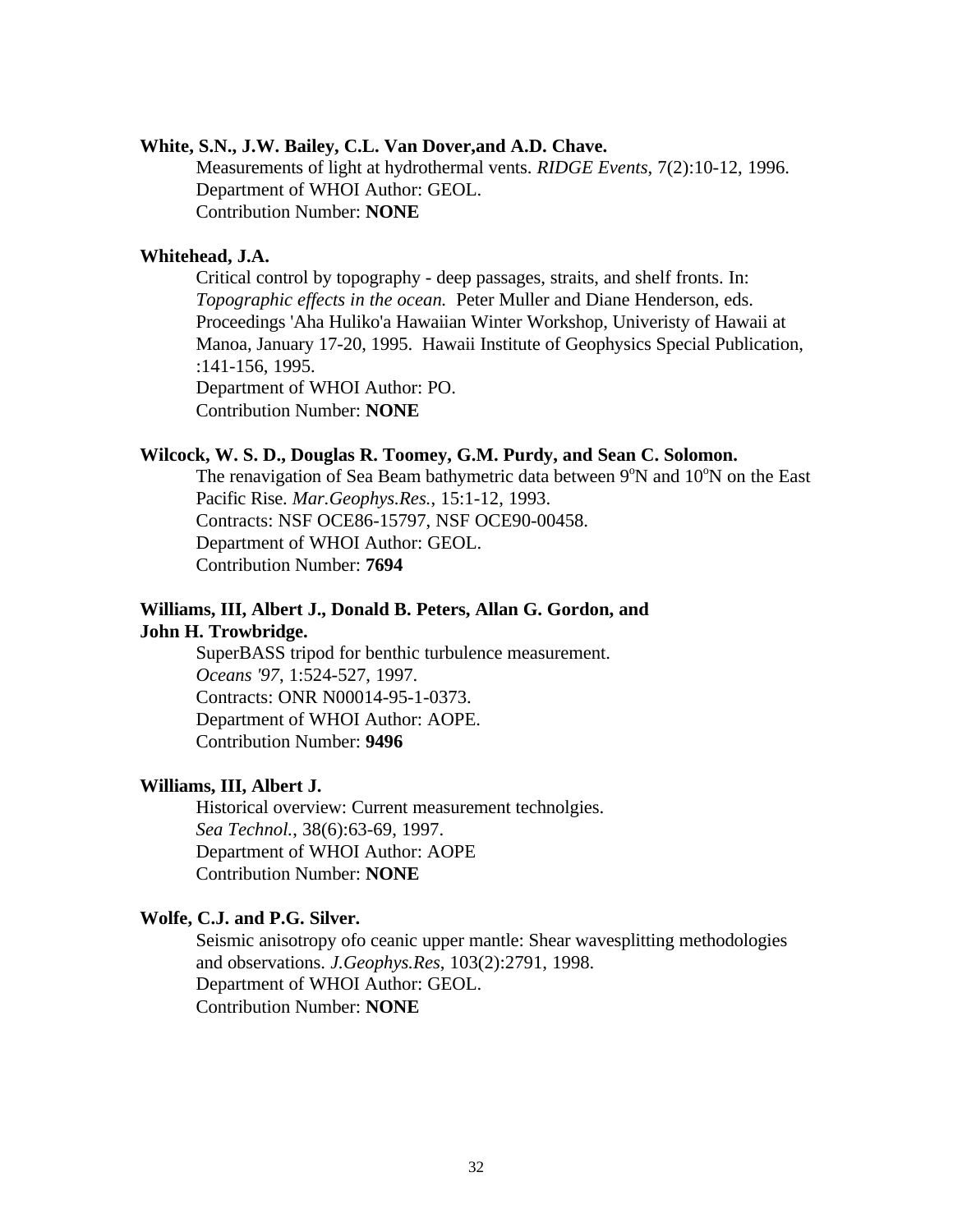**White, S.N., J.W. Bailey, C.L. Van Dover,and A.D. Chave.**

Measurements of light at hydrothermal vents. *RIDGE Events*, 7(2):10-12, 1996.
Department of WHOI Author: GEOL.
Contribution Number: **NONE**

**Whitehead, J.A.**

Critical control by topography - deep passages, straits, and shelf fronts. In: *Topographic effects in the ocean.* Peter Muller and Diane Henderson, eds. Proceedings 'Aha Huliko'a Hawaiian Winter Workshop, Univeristy of Hawaii at Manoa, January 17-20, 1995. Hawaii Institute of Geophysics Special Publication, :141-156, 1995.
Department of WHOI Author: PO.
Contribution Number: **NONE**

**Wilcock, W. S. D., Douglas R. Toomey, G.M. Purdy, and Sean C. Solomon.**

The renavigation of Sea Beam bathymetric data between 9$^{o}$N and 10$^{o}$N on the East Pacific Rise. *Mar.Geophys.Res.*, 15:1-12, 1993.
Contracts: NSF OCE86-15797, NSF OCE90-00458.
Department of WHOI Author: GEOL.
Contribution Number: **7694**

**Williams, III, Albert J., Donald B. Peters, Allan G. Gordon, and John H. Trowbridge.**

SuperBASS tripod for benthic turbulence measurement.
*Oceans '97*, 1:524-527, 1997.
Contracts: ONR N00014-95-1-0373.
Department of WHOI Author: AOPE.
Contribution Number: **9496**

**Williams, III, Albert J.**

Historical overview: Current measurement technolgies.
*Sea Technol.*, 38(6):63-69, 1997.
Department of WHOI Author: AOPE
Contribution Number: **NONE**

**Wolfe, C.J. and P.G. Silver.**

Seismic anisotropy ofo ceanic upper mantle: Shear wavesplitting methodologies and observations. *J.Geophys.Res*, 103(2):2791, 1998.
Department of WHOI Author: GEOL.
Contribution Number: **NONE**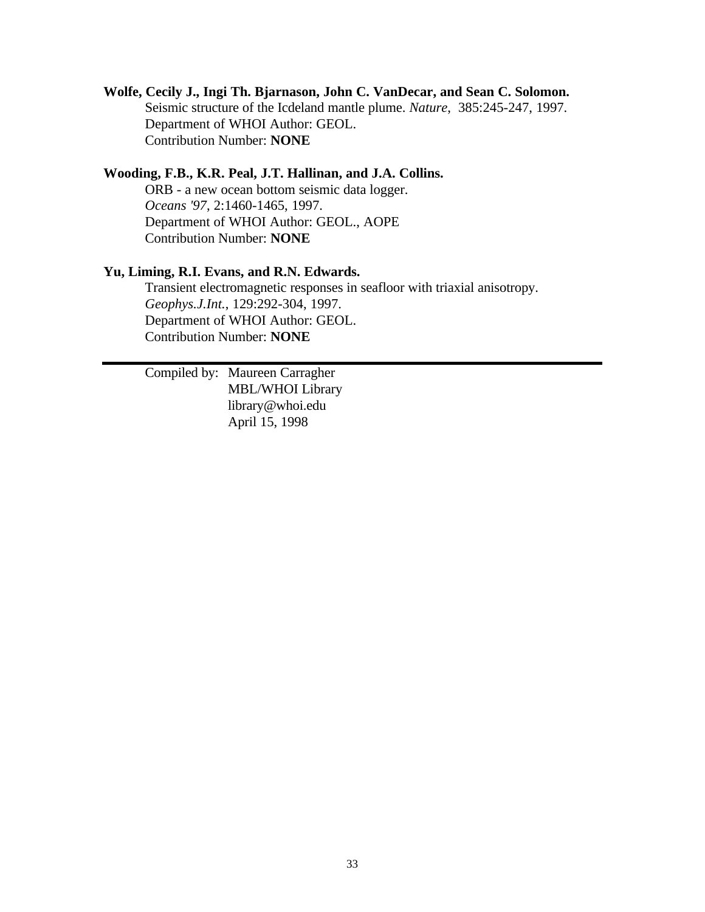**Wolfe, Cecily J., Ingi Th. Bjarnason, John C. VanDecar, and Sean C. Solomon.**
Seismic structure of the Icdeland mantle plume. *Nature*, 385:245-247, 1997.
Department of WHOI Author: GEOL.
Contribution Number: **NONE**

**Wooding, F.B., K.R. Peal, J.T. Hallinan, and J.A. Collins.**
ORB - a new ocean bottom seismic data logger.
*Oceans '97*, 2:1460-1465, 1997.
Department of WHOI Author: GEOL., AOPE
Contribution Number: **NONE**

**Yu, Liming, R.I. Evans, and R.N. Edwards.**
Transient electromagnetic responses in seafloor with triaxial anisotropy.
*Geophys.J.Int.*, 129:292-304, 1997.
Department of WHOI Author: GEOL.
Contribution Number: **NONE**

---

Compiled by: Maureen Carragher
MBL/WHOI Library
library@whoi.edu
April 15, 1998